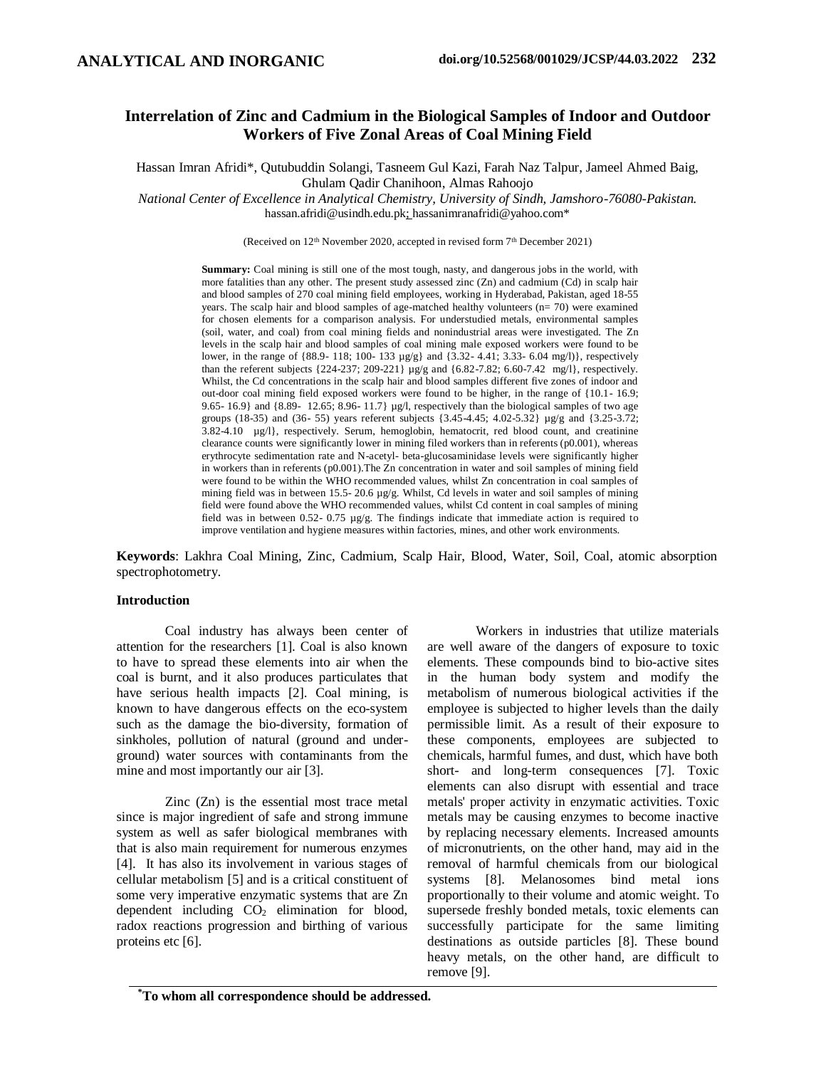# Interrelation of Zinc and Cadmium in the Biological Samples of Indoor and Outdoor Workers of Five Zonal Areas of Coal Mining Field

Hassan Imran Afridi*, Qutubuddin Solangi, Tasneem Gul Kazi, Farah Naz Talpur, Jameel Ahmed Baig, Ghulam Qadir Chanihoon, Almas Rahoojo

*National Center of Excellence in Analytical Chemistry, University of Sindh, Jamshoro-76080-Pakistan.*

hassan.afridi@usindh.edu.pk; hassanimranafridi@yahoo.com*

(Received on 12th November 2020, accepted in revised form 7th December 2021)

**Summary:** Coal mining is still one of the most tough, nasty, and dangerous jobs in the world, with more fatalities than any other. The present study assessed zinc (Zn) and cadmium (Cd) in scalp hair and blood samples of 270 coal mining field employees, working in Hyderabad, Pakistan, aged 18-55 years. The scalp hair and blood samples of age-matched healthy volunteers (n= 70) were examined for chosen elements for a comparison analysis. For understudied metals, environmental samples (soil, water, and coal) from coal mining fields and nonindustrial areas were investigated. The Zn levels in the scalp hair and blood samples of coal mining male exposed workers were found to be lower, in the range of {88.9- 118; 100- 133 µg/g} and {3.32- 4.41; 3.33- 6.04 mg/l)}, respectively than the referent subjects {224-237; 209-221} µg/g and {6.82-7.82; 6.60-7.42 mg/l}, respectively. Whilst, the Cd concentrations in the scalp hair and blood samples different five zones of indoor and out-door coal mining field exposed workers were found to be higher, in the range of {10.1- 16.9; 9.65- 16.9} and {8.89- 12.65; 8.96- 11.7} µg/l, respectively than the biological samples of two age groups (18-35) and (36- 55) years referent subjects {3.45-4.45; 4.02-5.32} µg/g and {3.25-3.72; 3.82-4.10 µg/l}, respectively. Serum, hemoglobin, hematocrit, red blood count, and creatinine clearance counts were significantly lower in mining filed workers than in referents (p0.001), whereas erythrocyte sedimentation rate and N-acetyl- beta-glucosaminidase levels were significantly higher in workers than in referents (p0.001).The Zn concentration in water and soil samples of mining field were found to be within the WHO recommended values, whilst Zn concentration in coal samples of mining field was in between 15.5- 20.6 µg/g. Whilst, Cd levels in water and soil samples of mining field were found above the WHO recommended values, whilst Cd content in coal samples of mining field was in between 0.52- 0.75 µg/g. The findings indicate that immediate action is required to improve ventilation and hygiene measures within factories, mines, and other work environments.

**Keywords**: Lakhra Coal Mining, Zinc, Cadmium, Scalp Hair, Blood, Water, Soil, Coal, atomic absorption spectrophotometry.

## Introduction

Coal industry has always been center of attention for the researchers [1]. Coal is also known to have to spread these elements into air when the coal is burnt, and it also produces particulates that have serious health impacts [2]. Coal mining, is known to have dangerous effects on the eco-system such as the damage the bio-diversity, formation of sinkholes, pollution of natural (ground and under-ground) water sources with contaminants from the mine and most importantly our air [3].

Zinc (Zn) is the essential most trace metal since is major ingredient of safe and strong immune system as well as safer biological membranes with that is also main requirement for numerous enzymes [4]. It has also its involvement in various stages of cellular metabolism [5] and is a critical constituent of some very imperative enzymatic systems that are Zn dependent including $CO_2$ elimination for blood, radox reactions progression and birthing of various proteins etc [6].

Workers in industries that utilize materials are well aware of the dangers of exposure to toxic elements. These compounds bind to bio-active sites in the human body system and modify the metabolism of numerous biological activities if the employee is subjected to higher levels than the daily permissible limit. As a result of their exposure to these components, employees are subjected to chemicals, harmful fumes, and dust, which have both short- and long-term consequences [7]. Toxic elements can also disrupt with essential and trace metals' proper activity in enzymatic activities. Toxic metals may be causing enzymes to become inactive by replacing necessary elements. Increased amounts of micronutrients, on the other hand, may aid in the removal of harmful chemicals from our biological systems [8]. Melanosomes bind metal ions proportionally to their volume and atomic weight. To supersede freshly bonded metals, toxic elements can successfully participate for the same limiting destinations as outside particles [8]. These bound heavy metals, on the other hand, are difficult to remove [9].

*To whom all correspondence should be addressed.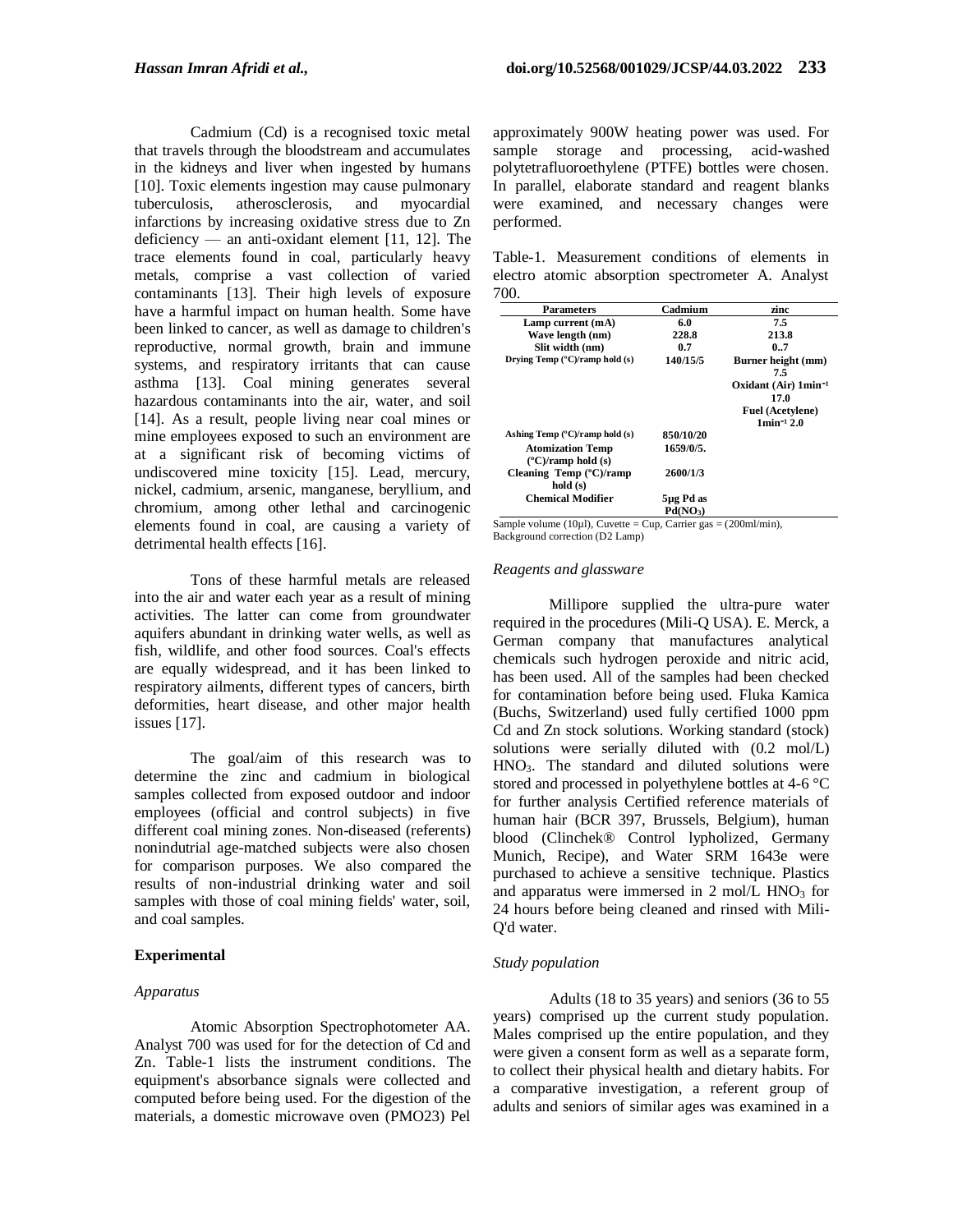Cadmium (Cd) is a recognised toxic metal that travels through the bloodstream and accumulates in the kidneys and liver when ingested by humans [10]. Toxic elements ingestion may cause pulmonary tuberculosis, atherosclerosis, and myocardial infarctions by increasing oxidative stress due to Zn deficiency — an anti-oxidant element [11, 12]. The trace elements found in coal, particularly heavy metals, comprise a vast collection of varied contaminants [13]. Their high levels of exposure have a harmful impact on human health. Some have been linked to cancer, as well as damage to children's reproductive, normal growth, brain and immune systems, and respiratory irritants that can cause asthma [13]. Coal mining generates several hazardous contaminants into the air, water, and soil [14]. As a result, people living near coal mines or mine employees exposed to such an environment are at a significant risk of becoming victims of undiscovered mine toxicity [15]. Lead, mercury, nickel, cadmium, arsenic, manganese, beryllium, and chromium, among other lethal and carcinogenic elements found in coal, are causing a variety of detrimental health effects [16].

Tons of these harmful metals are released into the air and water each year as a result of mining activities. The latter can come from groundwater aquifers abundant in drinking water wells, as well as fish, wildlife, and other food sources. Coal's effects are equally widespread, and it has been linked to respiratory ailments, different types of cancers, birth deformities, heart disease, and other major health issues [17].

The goal/aim of this research was to determine the zinc and cadmium in biological samples collected from exposed outdoor and indoor employees (official and control subjects) in five different coal mining zones. Non-diseased (referents) nonindutrial age-matched subjects were also chosen for comparison purposes. We also compared the results of non-industrial drinking water and soil samples with those of coal mining fields' water, soil, and coal samples.

## Experimental

### *Apparatus*

Atomic Absorption Spectrophotometer AA. Analyst 700 was used for for the detection of Cd and Zn. Table-1 lists the instrument conditions. The equipment's absorbance signals were collected and computed before being used. For the digestion of the materials, a domestic microwave oven (PMO23) Pel approximately 900W heating power was used. For sample storage and processing, acid-washed polytetrafluoroethylene (PTFE) bottles were chosen. In parallel, elaborate standard and reagent blanks were examined, and necessary changes were performed.

Table-1. Measurement conditions of elements in electro atomic absorption spectrometer A. Analyst 700.

| Parameters | Cadmium | zinc |
|---|---|---|
| Lamp current (mA) | 6.0 | 7.5 |
| Wave length (nm) | 228.8 | 213.8 |
| Slit width (nm) | 0.7 | 0..7 |
| Drying Temp (°C)/ramp hold (s) | 140/15/5 | Burner height (mm) 7.5<br>Oxidant (Air) $1min^{-1}$ 17.0<br>Fuel (Acetylene) $1min^{-1}$ 2.0 |
| Ashing Temp (°C)/ramp hold (s) | 850/10/20 | |
| Atomization Temp (°C)/ramp hold (s) | 1659/0/5. | |
| Cleaning Temp (°C)/ramp hold (s) | 2600/1/3 | |
| Chemical Modifier | 5µg Pd as $Pd(NO_3)$ | |

Sample volume (10µl), Cuvette = Cup, Carrier gas = (200ml/min), Background correction (D2 Lamp)

### *Reagents and glassware*

Millipore supplied the ultra-pure water required in the procedures (Mili-Q USA). E. Merck, a German company that manufactures analytical chemicals such hydrogen peroxide and nitric acid, has been used. All of the samples had been checked for contamination before being used. Fluka Kamica (Buchs, Switzerland) used fully certified 1000 ppm Cd and Zn stock solutions. Working standard (stock) solutions were serially diluted with (0.2 mol/L) $HNO_3$. The standard and diluted solutions were stored and processed in polyethylene bottles at 4-6 °C for further analysis Certified reference materials of human hair (BCR 397, Brussels, Belgium), human blood (Clinchek® Control lypholized, Germany Munich, Recipe), and Water SRM 1643e were purchased to achieve a sensitive technique. Plastics and apparatus were immersed in 2 mol/L $HNO_3$ for 24 hours before being cleaned and rinsed with Mili-Q'd water.

### *Study population*

Adults (18 to 35 years) and seniors (36 to 55 years) comprised up the current study population. Males comprised up the entire population, and they were given a consent form as well as a separate form, to collect their physical health and dietary habits. For a comparative investigation, a referent group of adults and seniors of similar ages was examined in a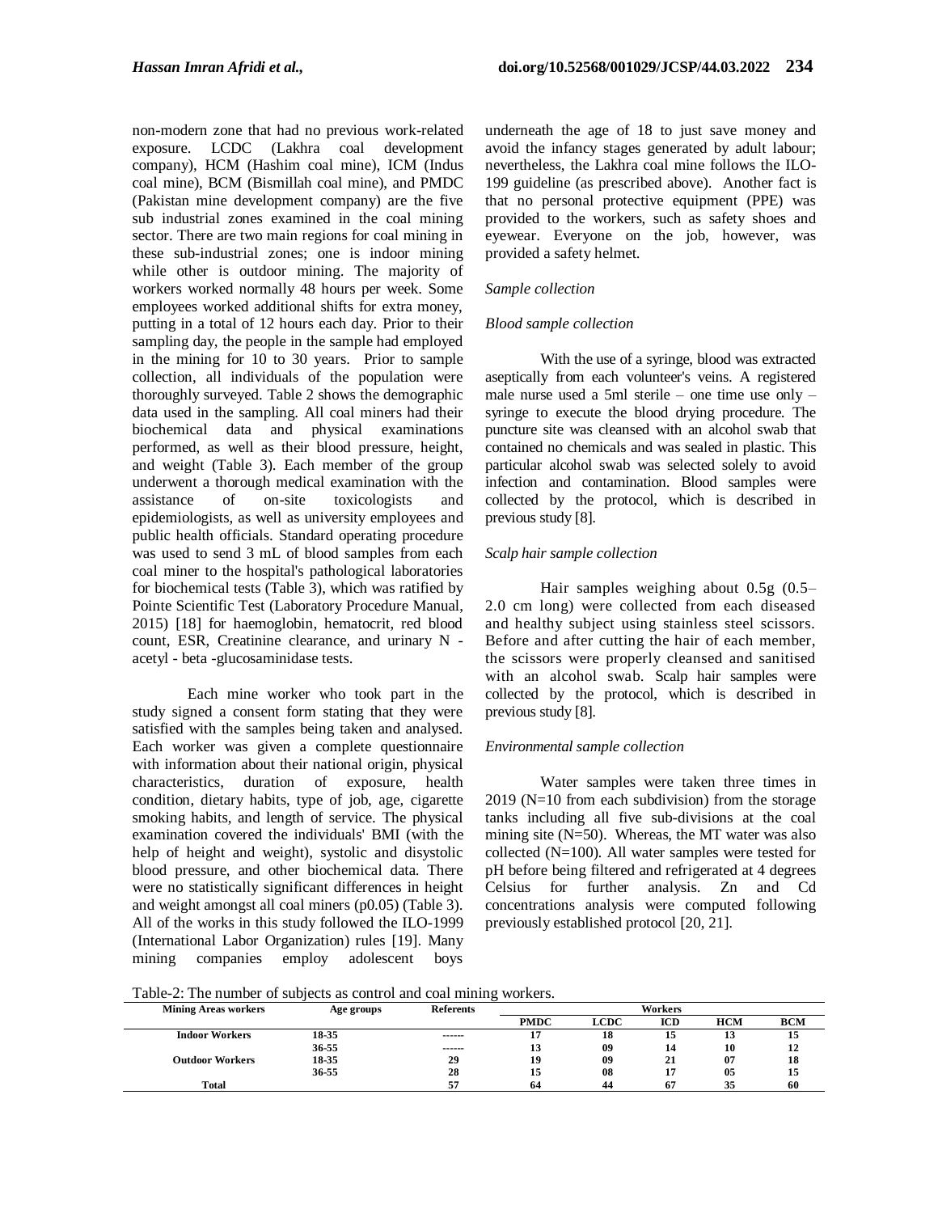non-modern zone that had no previous work-related exposure. LCDC (Lakhra coal development company), HCM (Hashim coal mine), ICM (Indus coal mine), BCM (Bismillah coal mine), and PMDC (Pakistan mine development company) are the five sub industrial zones examined in the coal mining sector. There are two main regions for coal mining in these sub-industrial zones; one is indoor mining while other is outdoor mining. The majority of workers worked normally 48 hours per week. Some employees worked additional shifts for extra money, putting in a total of 12 hours each day. Prior to their sampling day, the people in the sample had employed in the mining for 10 to 30 years. Prior to sample collection, all individuals of the population were thoroughly surveyed. Table 2 shows the demographic data used in the sampling. All coal miners had their biochemical data and physical examinations performed, as well as their blood pressure, height, and weight (Table 3). Each member of the group underwent a thorough medical examination with the assistance of on-site toxicologists and epidemiologists, as well as university employees and public health officials. Standard operating procedure was used to send 3 mL of blood samples from each coal miner to the hospital's pathological laboratories for biochemical tests (Table 3), which was ratified by Pointe Scientific Test (Laboratory Procedure Manual, 2015) [18] for haemoglobin, hematocrit, red blood count, ESR, Creatinine clearance, and urinary N - acetyl - beta -glucosaminidase tests.

Each mine worker who took part in the study signed a consent form stating that they were satisfied with the samples being taken and analysed. Each worker was given a complete questionnaire with information about their national origin, physical characteristics, duration of exposure, health condition, dietary habits, type of job, age, cigarette smoking habits, and length of service. The physical examination covered the individuals' BMI (with the help of height and weight), systolic and disystolic blood pressure, and other biochemical data. There were no statistically significant differences in height and weight amongst all coal miners (p0.05) (Table 3). All of the works in this study followed the ILO-1999 (International Labor Organization) rules [19]. Many mining companies employ adolescent boys underneath the age of 18 to just save money and avoid the infancy stages generated by adult labour; nevertheless, the Lakhra coal mine follows the ILO-199 guideline (as prescribed above). Another fact is that no personal protective equipment (PPE) was provided to the workers, such as safety shoes and eyewear. Everyone on the job, however, was provided a safety helmet.

*Sample collection*

*Blood sample collection*

With the use of a syringe, blood was extracted aseptically from each volunteer's veins. A registered male nurse used a 5ml sterile – one time use only – syringe to execute the blood drying procedure. The puncture site was cleansed with an alcohol swab that contained no chemicals and was sealed in plastic. This particular alcohol swab was selected solely to avoid infection and contamination. Blood samples were collected by the protocol, which is described in previous study [8].

*Scalp hair sample collection*

Hair samples weighing about 0.5g (0.5–2.0 cm long) were collected from each diseased and healthy subject using stainless steel scissors. Before and after cutting the hair of each member, the scissors were properly cleansed and sanitised with an alcohol swab. Scalp hair samples were collected by the protocol, which is described in previous study [8].

*Environmental sample collection*

Water samples were taken three times in 2019 (N=10 from each subdivision) from the storage tanks including all five sub-divisions at the coal mining site (N=50). Whereas, the MT water was also collected (N=100). All water samples were tested for pH before being filtered and refrigerated at 4 degrees Celsius for further analysis. Zn and Cd concentrations analysis were computed following previously established protocol [20, 21].

Table-2: The number of subjects as control and coal mining workers.

| Mining Areas workers | Age groups | Referents | Workers | | | | |
|---|---|---|---|---|---|---|---|
| | | | PMDC | LCDC | ICD | HCM | BCM |
| Indoor Workers | 18-35 | ------ | 17 | 18 | 15 | 13 | 15 |
| | 36-55 | ------ | 13 | 09 | 14 | 10 | 12 |
| Outdoor Workers | 18-35 | 29 | 19 | 09 | 21 | 07 | 18 |
| | 36-55 | 28 | 15 | 08 | 17 | 05 | 15 |
| Total | | 57 | 64 | 44 | 67 | 35 | 60 |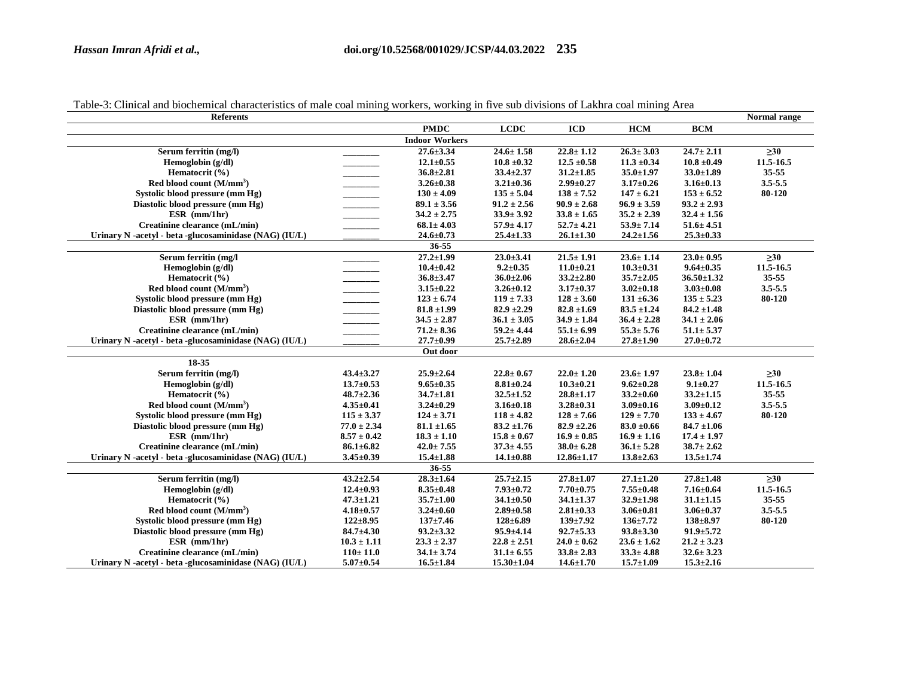Table-3: Clinical and biochemical characteristics of male coal mining workers, working in five sub divisions of Lakhra coal mining Area

| | Referents | PMDC | LCDC | ICD | HCM | BCM | Normal range |
|---|---|---|---|---|---|---|---|
| **Indoor Workers** | | | | | | | |
| Serum ferritin (mg/l) | ________ | 27.6±3.34 | 24.6± 1.58 | 22.8± 1.12 | 26.3± 3.03 | 24.7± 2.11 | ≥30 |
| Hemoglobin (g/dl) | ________ | 12.1±0.55 | 10.8 ±0.32 | 12.5 ±0.58 | 11.3 ±0.34 | 10.8 ±0.49 | 11.5-16.5 |
| Hematocrit (%) | ________ | 36.8±2.81 | 33.4±2.37 | 31.2±1.85 | 35.0±1.97 | 33.0±1.89 | 35-55 |
| Red blood count (M/mm$^3$) | ________ | 3.26±0.38 | 3.21±0.36 | 2.99±0.27 | 3.17±0.26 | 3.16±0.13 | 3.5-5.5 |
| Systolic blood pressure (mm Hg) | ________ | 130 ± 4.09 | 135 ± 5.04 | 138 ± 7.52 | 147 ± 6.21 | 153 ± 6.52 | 80-120 |
| Diastolic blood pressure (mm Hg) | ________ | 89.1 ± 3.56 | 91.2 ± 2.56 | 90.9 ± 2.68 | 96.9 ± 3.59 | 93.2 ± 2.93 | |
| ESR (mm/1hr) | ________ | 34.2 ± 2.75 | 33.9± 3.92 | 33.8 ± 1.65 | 35.2 ± 2.39 | 32.4 ± 1.56 | |
| Creatinine clearance (mL/min) | ________ | 68.1± 4.03 | 57.9± 4.17 | 52.7± 4.21 | 53.9± 7.14 | 51.6± 4.51 | |
| Urinary N -acetyl - beta -glucosaminidase (NAG) (IU/L) | ________ | 24.6±0.73 | 25.4±1.33 | 26.1±1.30 | 24.2±1.56 | 25.3±0.33 | |
| **36-55** | | | | | | | |
| Serum ferritin (mg/l | ________ | 27.2±1.99 | 23.0±3.41 | 21.5± 1.91 | 23.6± 1.14 | 23.0± 0.95 | ≥30 |
| Hemoglobin (g/dl) | ________ | 10.4±0.42 | 9.2±0.35 | 11.0±0.21 | 10.3±0.31 | 9.64±0.35 | 11.5-16.5 |
| Hematocrit (%) | ________ | 36.8±3.47 | 36.0±2.06 | 33.2±2.80 | 35.7±2.05 | 36.50±1.32 | 35-55 |
| Red blood count (M/mm$^3$) | ________ | 3.15±0.22 | 3.26±0.12 | 3.17±0.37 | 3.02±0.18 | 3.03±0.08 | 3.5-5.5 |
| Systolic blood pressure (mm Hg) | ________ | 123 ± 6.74 | 119 ± 7.33 | 128 ± 3.60 | 131 ±6.36 | 135 ± 5.23 | 80-120 |
| Diastolic blood pressure (mm Hg) | ________ | 81.8 ±1.99 | 82.9 ±2.29 | 82.8 ±1.69 | 83.5 ±1.24 | 84.2 ±1.48 | |
| ESR (mm/1hr) | ________ | 34.5 ± 2.87 | 36.1 ± 3.05 | 34.9 ± 1.84 | 36.4 ± 2.28 | 34.1 ± 2.06 | |
| Creatinine clearance (mL/min) | ________ | 71.2± 8.36 | 59.2± 4.44 | 55.1± 6.99 | 55.3± 5.76 | 51.1± 5.37 | |
| Urinary N -acetyl - beta -glucosaminidase (NAG) (IU/L) | ________ | 27.7±0.99 | 25.7±2.89 | 28.6±2.04 | 27.8±1.90 | 27.0±0.72 | |
| **Out door** | | | | | | | |
| **18-35** | | | | | | | |
| Serum ferritin (mg/l) | 43.4±3.27 | 25.9±2.64 | 22.8± 0.67 | 22.0± 1.20 | 23.6± 1.97 | 23.8± 1.04 | ≥30 |
| Hemoglobin (g/dl) | 13.7±0.53 | 9.65±0.35 | 8.81±0.24 | 10.3±0.21 | 9.62±0.28 | 9.1±0.27 | 11.5-16.5 |
| Hematocrit (%) | 48.7±2.36 | 34.7±1.81 | 32.5±1.52 | 28.8±1.17 | 33.2±0.60 | 33.2±1.15 | 35-55 |
| Red blood count (M/mm$^3$) | 4.35±0.41 | 3.24±0.29 | 3.16±0.18 | 3.28±0.31 | 3.09±0.16 | 3.09±0.12 | 3.5-5.5 |
| Systolic blood pressure (mm Hg) | 115 ± 3.37 | 124 ± 3.71 | 118 ± 4.82 | 128 ± 7.66 | 129 ± 7.70 | 133 ± 4.67 | 80-120 |
| Diastolic blood pressure (mm Hg) | 77.0 ± 2.34 | 81.1 ±1.65 | 83.2 ±1.76 | 82.9 ±2.26 | 83.0 ±0.66 | 84.7 ±1.06 | |
| ESR (mm/1hr) | 8.57 ± 0.42 | 18.3 ± 1.10 | 15.8 ± 0.67 | 16.9 ± 0.85 | 16.9 ± 1.16 | 17.4 ± 1.97 | |
| Creatinine clearance (mL/min) | 86.1±6.82 | 42.0± 7.55 | 37.3± 4.55 | 38.0± 6.28 | 36.1± 5.28 | 38.7± 2.62 | |
| Urinary N -acetyl - beta -glucosaminidase (NAG) (IU/L) | 3.45±0.39 | 15.4±1.88 | 14.1±0.88 | 12.86±1.17 | 13.8±2.63 | 13.5±1.74 | |
| **36-55** | | | | | | | |
| Serum ferritin (mg/l) | 43.2±2.54 | 28.3±1.64 | 25.7±2.15 | 27.8±1.07 | 27.1±1.20 | 27.8±1.48 | ≥30 |
| Hemoglobin (g/dl) | 12.4±0.93 | 8.35±0.48 | 7.93±0.72 | 7.70±0.75 | 7.55±0.48 | 7.16±0.64 | 11.5-16.5 |
| Hematocrit (%) | 47.3±1.21 | 35.7±1.00 | 34.1±0.50 | 34.1±1.37 | 32.9±1.98 | 31.1±1.15 | 35-55 |
| Red blood count (M/mm$^3$) | 4.18±0.57 | 3.24±0.60 | 2.89±0.58 | 2.81±0.33 | 3.06±0.81 | 3.06±0.37 | 3.5-5.5 |
| Systolic blood pressure (mm Hg) | 122±8.95 | 137±7.46 | 128±6.89 | 139±7.92 | 136±7.72 | 138±8.97 | 80-120 |
| Diastolic blood pressure (mm Hg) | 84.7±4.30 | 93.2±3.32 | 95.9±4.14 | 92.7±5.33 | 93.8±3.30 | 91.9±5.72 | |
| ESR (mm/1hr) | 10.3 ± 1.11 | 23.3 ± 2.37 | 22.8 ± 2.51 | 24.0 ± 0.62 | 23.6 ± 1.62 | 21.2 ± 3.23 | |
| Creatinine clearance (mL/min) | 110± 11.0 | 34.1± 3.74 | 31.1± 6.55 | 33.8± 2.83 | 33.3± 4.88 | 32.6± 3.23 | |
| Urinary N -acetyl - beta -glucosaminidase (NAG) (IU/L) | 5.07±0.54 | 16.5±1.84 | 15.30±1.04 | 14.6±1.70 | 15.7±1.09 | 15.3±2.16 | |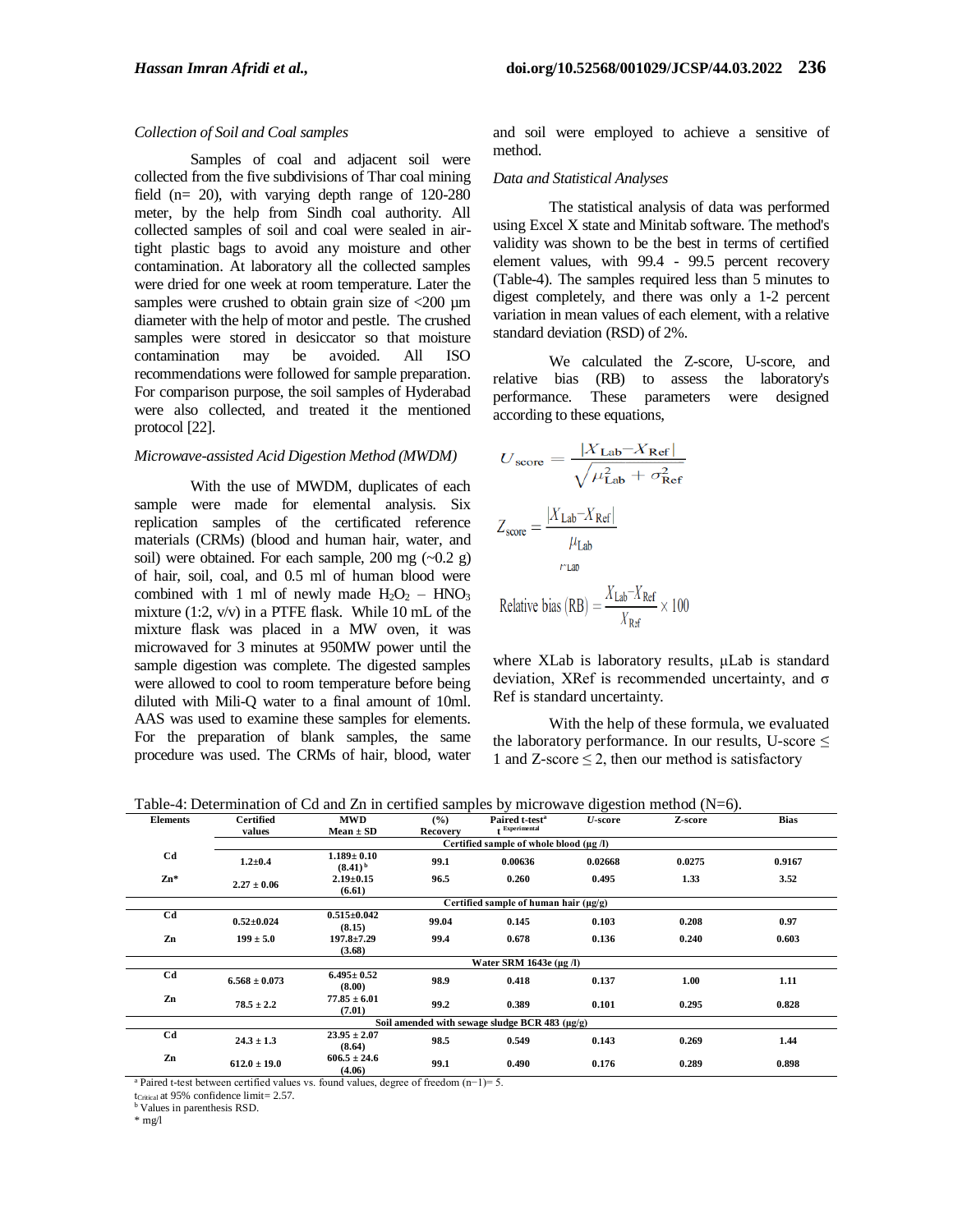*Collection of Soil and Coal samples*

Samples of coal and adjacent soil were collected from the five subdivisions of Thar coal mining field (n= 20), with varying depth range of 120-280 meter, by the help from Sindh coal authority. All collected samples of soil and coal were sealed in air-tight plastic bags to avoid any moisture and other contamination. At laboratory all the collected samples were dried for one week at room temperature. Later the samples were crushed to obtain grain size of <200 µm diameter with the help of motor and pestle. The crushed samples were stored in desiccator so that moisture contamination may be avoided. All ISO recommendations were followed for sample preparation. For comparison purpose, the soil samples of Hyderabad were also collected, and treated it the mentioned protocol [22].

*Microwave-assisted Acid Digestion Method (MWDM)*

With the use of MWDM, duplicates of each sample were made for elemental analysis. Six replication samples of the certificated reference materials (CRMs) (blood and human hair, water, and soil) were obtained. For each sample, 200 mg (~0.2 g) of hair, soil, coal, and 0.5 ml of human blood were combined with 1 ml of newly made $H_2O_2$ – $HNO_3$ mixture (1:2, v/v) in a PTFE flask. While 10 mL of the mixture flask was placed in a MW oven, it was microwaved for 3 minutes at 950MW power until the sample digestion was complete. The digested samples were allowed to cool to room temperature before being diluted with Mili-Q water to a final amount of 10ml. AAS was used to examine these samples for elements. For the preparation of blank samples, the same procedure was used. The CRMs of hair, blood, water and soil were employed to achieve a sensitive of method.

*Data and Statistical Analyses*

The statistical analysis of data was performed using Excel X state and Minitab software. The method's validity was shown to be the best in terms of certified element values, with 99.4 - 99.5 percent recovery (Table-4). The samples required less than 5 minutes to digest completely, and there was only a 1-2 percent variation in mean values of each element, with a relative standard deviation (RSD) of 2%.

We calculated the Z-score, U-score, and relative bias (RB) to assess the laboratory's performance. These parameters were designed according to these equations,

$$U_{\text{score}} = \frac{|X_{\text{Lab}} - X_{\text{Ref}}|}{\sqrt{\mu_{\text{Lab}}^2 + \sigma_{\text{Ref}}^2}}$$

$$Z_{\text{score}} = \frac{|X_{\text{Lab}} - X_{\text{Ref}}|}{\mu_{\text{Lab}}}$$

$$\text{Relative bias (RB)} = \frac{X_{\text{Lab}} - X_{\text{Ref}}}{X_{\text{Ref}}} \times 100$$

where XLab is laboratory results, µLab is standard deviation, XRef is recommended uncertainty, and σ Ref is standard uncertainty.

With the help of these formula, we evaluated the laboratory performance. In our results, U-score ≤ 1 and Z-score ≤ 2, then our method is satisfactory

Table-4: Determination of Cd and Zn in certified samples by microwave digestion method (N=6).

| Elements | Certified values | MWD Mean ± SD | (%) Recovery | Paired t-test[a] $t_{\text{Experimental}}$ | *U*-score | Z-score | Bias |
|---|---|---|---|---|---|---|---|
| | | | **Certified sample of whole blood (µg /l)** | | | | |
| Cd | 1.2±0.4 | 1.189± 0.10 (8.41)[b] | 99.1 | 0.00636 | 0.02668 | 0.0275 | 0.9167 |
| Zn* | 2.27 ± 0.06 | 2.19±0.15 (6.61) | 96.5 | 0.260 | 0.495 | 1.33 | 3.52 |
| | | | **Certified sample of human hair (µg/g)** | | | | |
| Cd | 0.52±0.024 | 0.515±0.042 (8.15) | 99.04 | 0.145 | 0.103 | 0.208 | 0.97 |
| Zn | 199 ± 5.0 | 197.8±7.29 (3.68) | 99.4 | 0.678 | 0.136 | 0.240 | 0.603 |
| | | | **Water SRM 1643e (µg /l)** | | | | |
| Cd | 6.568 ± 0.073 | 6.495± 0.52 (8.00) | 98.9 | 0.418 | 0.137 | 1.00 | 1.11 |
| Zn | 78.5 ± 2.2 | 77.85 ± 6.01 (7.01) | 99.2 | 0.389 | 0.101 | 0.295 | 0.828 |
| | | | **Soil amended with sewage sludge BCR 483 (µg/g)** | | | | |
| Cd | 24.3 ± 1.3 | 23.95 ± 2.07 (8.64) | 98.5 | 0.549 | 0.143 | 0.269 | 1.44 |
| Zn | 612.0 ± 19.0 | 606.5 ± 24.6 (4.06) | 99.1 | 0.490 | 0.176 | 0.289 | 0.898 |

[a] Paired t-test between certified values vs. found values, degree of freedom (n−1)= 5.

$t_{\text{Critical}}$ at 95% confidence limit= 2.57.

[b] Values in parenthesis RSD.

\* mg/l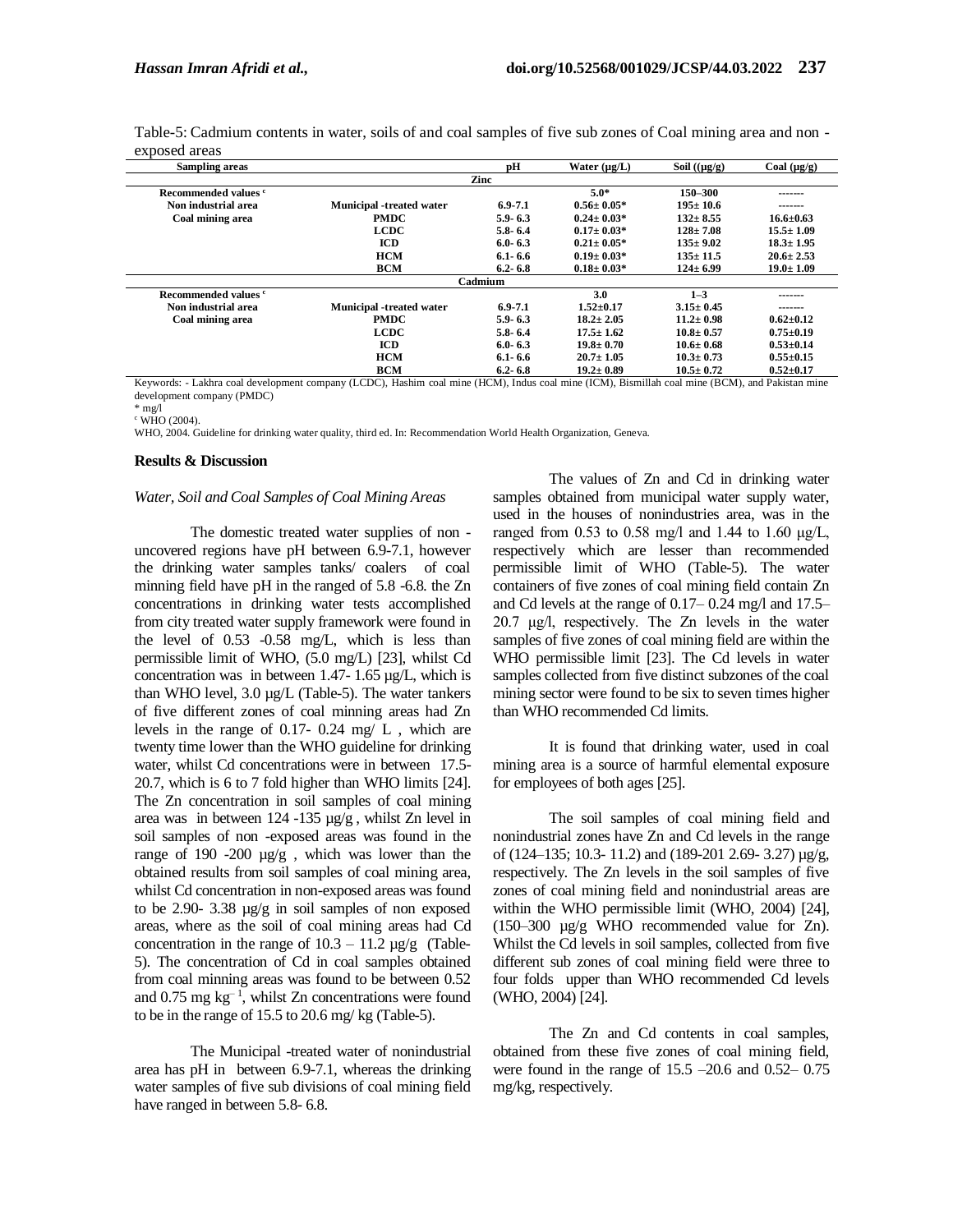Table-5: Cadmium contents in water, soils of and coal samples of five sub zones of Coal mining area and non - exposed areas

| Sampling areas | | pH | Water (µg/L) | Soil ((µg/g) | Coal (µg/g) |
|---|---|---|---|---|---|
| | | Zinc | | | |
| Recommended values [c] | | | 5.0* | 150–300 | ------- |
| Non industrial area | Municipal -treated water | 6.9-7.1 | 0.56± 0.05* | 195± 10.6 | ------- |
| Coal mining area | PMDC | 5.9- 6.3 | 0.24± 0.03* | 132± 8.55 | 16.6±0.63 |
| | LCDC | 5.8- 6.4 | 0.17± 0.03* | 128± 7.08 | 15.5± 1.09 |
| | ICD | 6.0- 6.3 | 0.21± 0.05* | 135± 9.02 | 18.3± 1.95 |
| | HCM | 6.1- 6.6 | 0.19± 0.03* | 135± 11.5 | 20.6± 2.53 |
| | BCM | 6.2- 6.8 | 0.18± 0.03* | 124± 6.99 | 19.0± 1.09 |
| | | Cadmium | | | |
| Recommended values [c] | | | 3.0 | 1–3 | ------- |
| Non industrial area | Municipal -treated water | 6.9-7.1 | 1.52±0.17 | 3.15± 0.45 | ------- |
| Coal mining area | PMDC | 5.9- 6.3 | 18.2± 2.05 | 11.2± 0.98 | 0.62±0.12 |
| | LCDC | 5.8- 6.4 | 17.5± 1.62 | 10.8± 0.57 | 0.75±0.19 |
| | ICD | 6.0- 6.3 | 19.8± 0.70 | 10.6± 0.68 | 0.53±0.14 |
| | HCM | 6.1- 6.6 | 20.7± 1.05 | 10.3± 0.73 | 0.55±0.15 |
| | BCM | 6.2- 6.8 | 19.2± 0.89 | 10.5± 0.72 | 0.52±0.17 |

Keywords: - Lakhra coal development company (LCDC), Hashim coal mine (HCM), Indus coal mine (ICM), Bismillah coal mine (BCM), and Pakistan mine development company (PMDC)

\* mg/l

[c] WHO (2004).

WHO, 2004. Guideline for drinking water quality, third ed. In: Recommendation World Health Organization, Geneva.

### Results & Discussion

*Water, Soil and Coal Samples of Coal Mining Areas*

The domestic treated water supplies of non - uncovered regions have pH between 6.9-7.1, however the drinking water samples tanks/ coalers of coal minning field have pH in the ranged of 5.8 -6.8. the Zn concentrations in drinking water tests accomplished from city treated water supply framework were found in the level of 0.53 -0.58 mg/L, which is less than permissible limit of WHO, (5.0 mg/L) [23], whilst Cd concentration was in between 1.47- 1.65 µg/L, which is than WHO level, 3.0 µg/L (Table-5). The water tankers of five different zones of coal minning areas had Zn levels in the range of 0.17- 0.24 mg/ L , which are twenty time lower than the WHO guideline for drinking water, whilst Cd concentrations were in between 17.5-20.7, which is 6 to 7 fold higher than WHO limits [24]. The Zn concentration in soil samples of coal mining area was in between 124 -135 µg/g , whilst Zn level in soil samples of non -exposed areas was found in the range of 190 -200 µg/g , which was lower than the obtained results from soil samples of coal mining area, whilst Cd concentration in non-exposed areas was found to be 2.90- 3.38 µg/g in soil samples of non exposed areas, where as the soil of coal mining areas had Cd concentration in the range of 10.3 – 11.2 µg/g (Table-5). The concentration of Cd in coal samples obtained from coal minning areas was found to be between 0.52 and 0.75 mg $kg^{-1}$, whilst Zn concentrations were found to be in the range of 15.5 to 20.6 mg/ kg (Table-5).

The Municipal -treated water of nonindustrial area has pH in between 6.9-7.1, whereas the drinking water samples of five sub divisions of coal mining field have ranged in between 5.8- 6.8.

The values of Zn and Cd in drinking water samples obtained from municipal water supply water, used in the houses of nonindustries area, was in the ranged from 0.53 to 0.58 mg/l and 1.44 to 1.60 µg/L, respectively which are lesser than recommended permissible limit of WHO (Table-5). The water containers of five zones of coal mining field contain Zn and Cd levels at the range of 0.17– 0.24 mg/l and 17.5–20.7 µg/l, respectively. The Zn levels in the water samples of five zones of coal mining field are within the WHO permissible limit [23]. The Cd levels in water samples collected from five distinct subzones of the coal mining sector were found to be six to seven times higher than WHO recommended Cd limits.

It is found that drinking water, used in coal mining area is a source of harmful elemental exposure for employees of both ages [25].

The soil samples of coal mining field and nonindustrial zones have Zn and Cd levels in the range of (124–135; 10.3- 11.2) and (189-201 2.69- 3.27) µg/g, respectively. The Zn levels in the soil samples of five zones of coal mining field and nonindustrial areas are within the WHO permissible limit (WHO, 2004) [24], (150–300 µg/g WHO recommended value for Zn). Whilst the Cd levels in soil samples, collected from five different sub zones of coal mining field were three to four folds upper than WHO recommended Cd levels (WHO, 2004) [24].

The Zn and Cd contents in coal samples, obtained from these five zones of coal mining field, were found in the range of 15.5 –20.6 and 0.52– 0.75 mg/kg, respectively.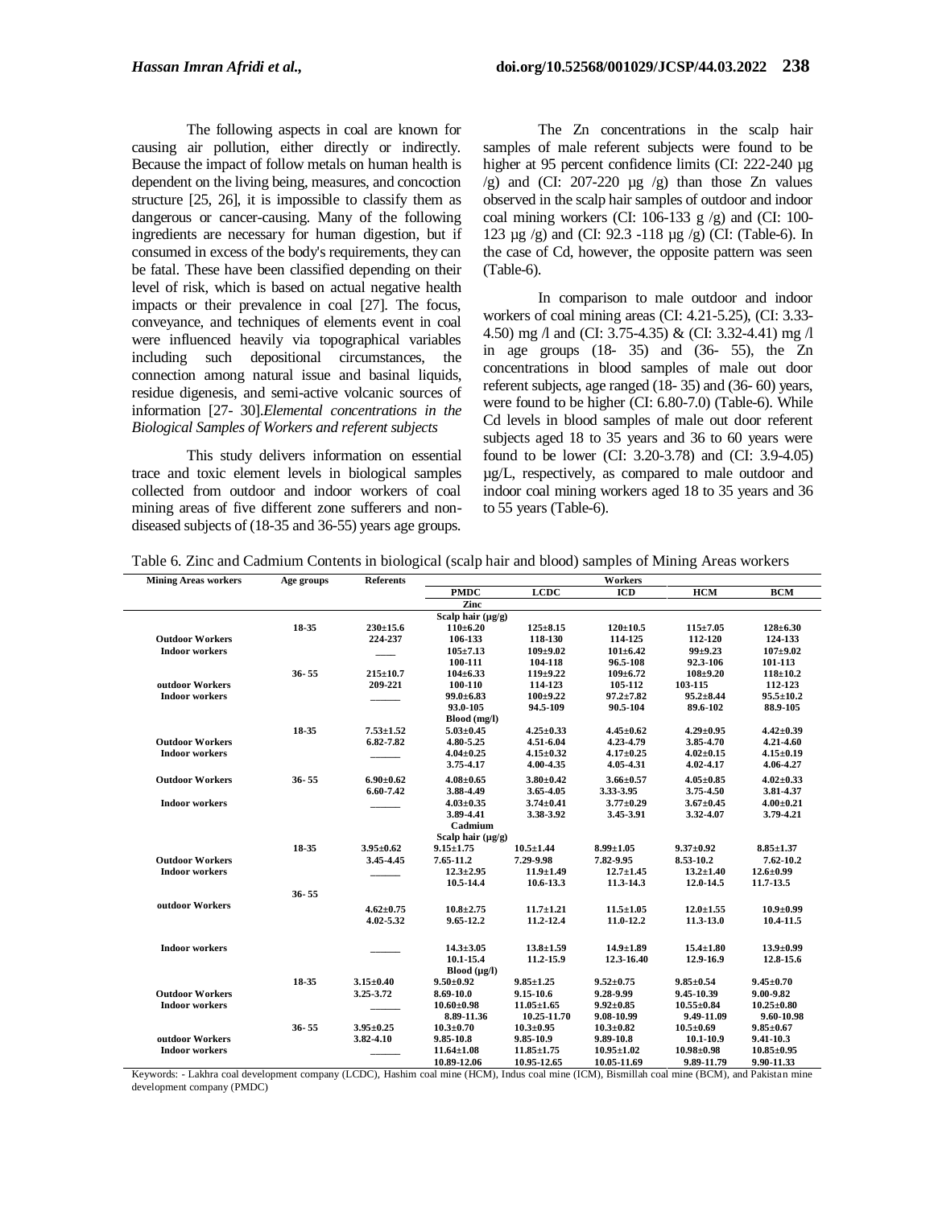The following aspects in coal are known for causing air pollution, either directly or indirectly. Because the impact of follow metals on human health is dependent on the living being, measures, and concoction structure [25, 26], it is impossible to classify them as dangerous or cancer-causing. Many of the following ingredients are necessary for human digestion, but if consumed in excess of the body's requirements, they can be fatal. These have been classified depending on their level of risk, which is based on actual negative health impacts or their prevalence in coal [27]. The focus, conveyance, and techniques of elements event in coal were influenced heavily via topographical variables including such depositional circumstances, the connection among natural issue and basinal liquids, residue digenesis, and semi-active volcanic sources of information [27- 30].*Elemental concentrations in the Biological Samples of Workers and referent subjects*

This study delivers information on essential trace and toxic element levels in biological samples collected from outdoor and indoor workers of coal mining areas of five different zone sufferers and non-diseased subjects of (18-35 and 36-55) years age groups.

The Zn concentrations in the scalp hair samples of male referent subjects were found to be higher at 95 percent confidence limits (CI: 222-240 µg /g) and (CI: 207-220 µg /g) than those Zn values observed in the scalp hair samples of outdoor and indoor coal mining workers (CI: 106-133 g /g) and (CI: 100-123 µg /g) and (CI: 92.3 -118 µg /g) (CI: (Table-6). In the case of Cd, however, the opposite pattern was seen (Table-6).

In comparison to male outdoor and indoor workers of coal mining areas (CI: 4.21-5.25), (CI: 3.33-4.50) mg /l and (CI: 3.75-4.35) & (CI: 3.32-4.41) mg /l in age groups (18- 35) and (36- 55), the Zn concentrations in blood samples of male out door referent subjects, age ranged (18- 35) and (36- 60) years, were found to be higher (CI: 6.80-7.0) (Table-6). While Cd levels in blood samples of male out door referent subjects aged 18 to 35 years and 36 to 60 years were found to be lower (CI: 3.20-3.78) and (CI: 3.9-4.05) µg/L, respectively, as compared to male outdoor and indoor coal mining workers aged 18 to 35 years and 36 to 55 years (Table-6).

Table 6. Zinc and Cadmium Contents in biological (scalp hair and blood) samples of Mining Areas workers

| Mining Areas workers | Age groups | Referents | Workers | | | | |
|---|---|---|---|---|---|---|---|
| | | | PMDC | LCDC | ICD | HCM | BCM |
| | | | Zinc | | | | |
| | | | Scalp hair (µg/g) | | | | |
| | 18-35 | 230±15.6 | 110±6.20 | 125±8.15 | 120±10.5 | 115±7.05 | 128±6.30 |
| Outdoor Workers | | 224-237 | 106-133 | 118-130 | 114-125 | 112-120 | 124-133 |
| Indoor workers | | ____ | 105±7.13 | 109±9.02 | 101±6.42 | 99±9.23 | 107±9.02 |
| | | | 100-111 | 104-118 | 96.5-108 | 92.3-106 | 101-113 |
| | 36- 55 | 215±10.7 | 104±6.33 | 119±9.22 | 109±6.72 | 108±9.20 | 118±10.2 |
| outdoor Workers | | 209-221 | 100-110 | 114-123 | 105-112 | 103-115 | 112-123 |
| Indoor workers | | ______ | 99.0±6.83 | 100±9.22 | 97.2±7.82 | 95.2±8.44 | 95.5±10.2 |
| | | | 93.0-105 | 94.5-109 | 90.5-104 | 89.6-102 | 88.9-105 |
| | | | Blood (mg/l) | | | | |
| | 18-35 | 7.53±1.52 | 5.03±0.45 | 4.25±0.33 | 4.45±0.62 | 4.29±0.95 | 4.42±0.39 |
| Outdoor Workers | | 6.82-7.82 | 4.80-5.25 | 4.51-6.04 | 4.23-4.79 | 3.85-4.70 | 4.21-4.60 |
| Indoor workers | | ______ | 4.04±0.25 | 4.15±0.32 | 4.17±0.25 | 4.02±0.15 | 4.15±0.19 |
| | | | 3.75-4.17 | 4.00-4.35 | 4.05-4.31 | 4.02-4.17 | 4.06-4.27 |
| Outdoor Workers | 36- 55 | 6.90±0.62 | 4.08±0.65 | 3.80±0.42 | 3.66±0.57 | 4.05±0.85 | 4.02±0.33 |
| | | 6.60-7.42 | 3.88-4.49 | 3.65-4.05 | 3.33-3.95 | 3.75-4.50 | 3.81-4.37 |
| Indoor workers | | ______ | 4.03±0.35 | 3.74±0.41 | 3.77±0.29 | 3.67±0.45 | 4.00±0.21 |
| | | | 3.89-4.41 | 3.38-3.92 | 3.45-3.91 | 3.32-4.07 | 3.79-4.21 |
| | | | Cadmium | | | | |
| | | | Scalp hair (µg/g) | | | | |
| | 18-35 | 3.95±0.62 | 9.15±1.75 | 10.5±1.44 | 8.99±1.05 | 9.37±0.92 | 8.85±1.37 |
| Outdoor Workers | | 3.45-4.45 | 7.65-11.2 | 7.29-9.98 | 7.82-9.95 | 8.53-10.2 | 7.62-10.2 |
| Indoor workers | | ______ | 12.3±2.95 | 11.9±1.49 | 12.7±1.45 | 13.2±1.40 | 12.6±0.99 |
| | | | 10.5-14.4 | 10.6-13.3 | 11.3-14.3 | 12.0-14.5 | 11.7-13.5 |
| | 36- 55 | | | | | | |
| outdoor Workers | | 4.62±0.75 | 10.8±2.75 | 11.7±1.21 | 11.5±1.05 | 12.0±1.55 | 10.9±0.99 |
| | | 4.02-5.32 | 9.65-12.2 | 11.2-12.4 | 11.0-12.2 | 11.3-13.0 | 10.4-11.5 |
| Indoor workers | | ______ | 14.3±3.05 | 13.8±1.59 | 14.9±1.89 | 15.4±1.80 | 13.9±0.99 |
| | | | 10.1-15.4 | 11.2-15.9 | 12.3-16.40 | 12.9-16.9 | 12.8-15.6 |
| | | | Blood (µg/l) | | | | |
| | 18-35 | 3.15±0.40 | 9.50±0.92 | 9.85±1.25 | 9.52±0.75 | 9.85±0.54 | 9.45±0.70 |
| Outdoor Workers | | 3.25-3.72 | 8.69-10.0 | 9.15-10.6 | 9.28-9.99 | 9.45-10.39 | 9.00-9.82 |
| Indoor workers | | ______ | 10.60±0.98 | 11.05±1.65 | 9.92±0.85 | 10.55±0.84 | 10.25±0.80 |
| | | | 8.89-11.36 | 10.25-11.70 | 9.08-10.99 | 9.49-11.09 | 9.60-10.98 |
| | 36- 55 | 3.95±0.25 | 10.3±0.70 | 10.3±0.95 | 10.3±0.82 | 10.5±0.69 | 9.85±0.67 |
| outdoor Workers | | 3.82-4.10 | 9.85-10.8 | 9.85-10.9 | 9.89-10.8 | 10.1-10.9 | 9.41-10.3 |
| Indoor workers | | ______ | 11.64±1.08 | 11.85±1.75 | 10.95±1.02 | 10.98±0.98 | 10.85±0.95 |
| | | | 10.89-12.06 | 10.95-12.65 | 10.05-11.69 | 9.89-11.79 | 9.90-11.33 |

Keywords: - Lakhra coal development company (LCDC), Hashim coal mine (HCM), Indus coal mine (ICM), Bismillah coal mine (BCM), and Pakistan mine development company (PMDC)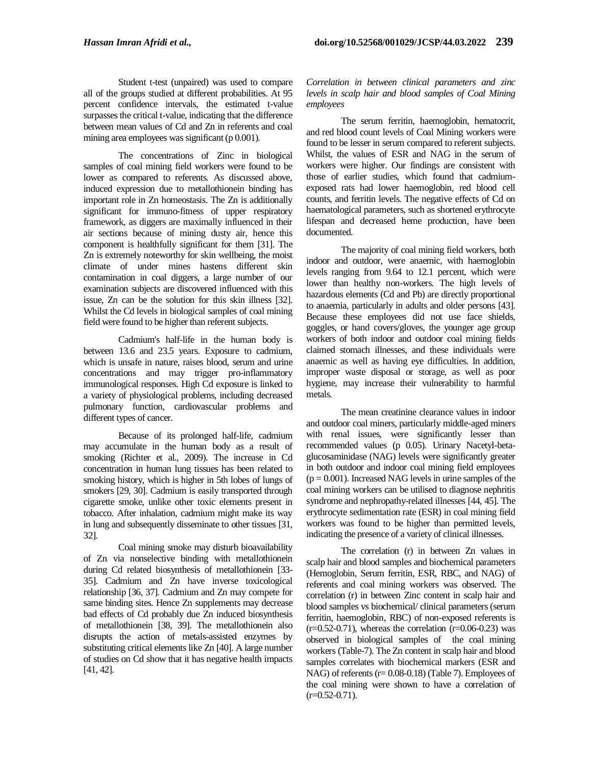Student t-test (unpaired) was used to compare all of the groups studied at different probabilities. At 95 percent confidence intervals, the estimated t-value surpasses the critical t-value, indicating that the difference between mean values of Cd and Zn in referents and coal mining area employees was significant (p 0.001).

The concentrations of Zinc in biological samples of coal mining field workers were found to be lower as compared to referents. As discussed above, induced expression due to metallothionein binding has important role in Zn homeostasis. The Zn is additionally significant for immuno-fitness of upper respiratory framework, as diggers are maximally influenced in their air sections because of mining dusty air, hence this component is healthfully significant for them [31]. The Zn is extremely noteworthy for skin wellbeing, the moist climate of under mines hastens different skin contamination in coal diggers, a large number of our examination subjects are discovered influenced with this issue, Zn can be the solution for this skin illness [32]. Whilst the Cd levels in biological samples of coal mining field were found to be higher than referent subjects.

Cadmium's half-life in the human body is between 13.6 and 23.5 years. Exposure to cadmium, which is unsafe in nature, raises blood, serum and urine concentrations and may trigger pro-inflammatory immunological responses. High Cd exposure is linked to a variety of physiological problems, including decreased pulmonary function, cardiovascular problems and different types of cancer.

Because of its prolonged half-life, cadmium may accumulate in the human body as a result of smoking (Richter et al., 2009). The increase in Cd concentration in human lung tissues has been related to smoking history, which is higher in 5th lobes of lungs of smokers [29, 30]. Cadmium is easily transported through cigarette smoke, unlike other toxic elements present in tobacco. After inhalation, cadmium might make its way in lung and subsequently disseminate to other tissues [31, 32].

Coal mining smoke may disturb bioavailability of Zn via nonselective binding with metallothionein during Cd related biosynthesis of metallothionein [33-35]. Cadmium and Zn have inverse toxicological relationship [36, 37]. Cadmium and Zn may compete for same binding sites. Hence Zn supplements may decrease bad effects of Cd probably due Zn induced biosynthesis of metallothionein [38, 39]. The metallothionein also disrupts the action of metals-assisted enzymes by substituting critical elements like Zn [40]. A large number of studies on Cd show that it has negative health impacts [41, 42].

*Correlation in between clinical parameters and zinc levels in scalp hair and blood samples of Coal Mining employees*

The serum ferritin, haemoglobin, hematocrit, and red blood count levels of Coal Mining workers were found to be lesser in serum compared to referent subjects. Whilst, the values of ESR and NAG in the serum of workers were higher. Our findings are consistent with those of earlier studies, which found that cadmium-exposed rats had lower haemoglobin, red blood cell counts, and ferritin levels. The negative effects of Cd on haematological parameters, such as shortened erythrocyte lifespan and decreased heme production, have been documented.

The majority of coal mining field workers, both indoor and outdoor, were anaemic, with haemoglobin levels ranging from 9.64 to 12.1 percent, which were lower than healthy non-workers. The high levels of hazardous elements (Cd and Pb) are directly proportional to anaemia, particularly in adults and older persons [43]. Because these employees did not use face shields, goggles, or hand covers/gloves, the younger age group workers of both indoor and outdoor coal mining fields claimed stomach illnesses, and these individuals were anaemic as well as having eye difficulties. In addition, improper waste disposal or storage, as well as poor hygiene, may increase their vulnerability to harmful metals.

The mean creatinine clearance values in indoor and outdoor coal miners, particularly middle-aged miners with renal issues, were significantly lesser than recommended values (p 0.05). Urinary Nacetyl-beta-glucosaminidase (NAG) levels were significantly greater in both outdoor and indoor coal mining field employees ($p = 0.001$). Increased NAG levels in urine samples of the coal mining workers can be utilised to diagnose nephritis syndrome and nephropathy-related illnesses [44, 45]. The erythrocyte sedimentation rate (ESR) in coal mining field workers was found to be higher than permitted levels, indicating the presence of a variety of clinical illnesses.

The correlation (r) in between Zn values in scalp hair and blood samples and biochemical parameters (Hemoglobin, Serum ferritin, ESR, RBC, and NAG) of referents and coal mining workers was observed. The correlation (r) in between Zinc content in scalp hair and blood samples vs biochemical/ clinical parameters (serum ferritin, haemoglobin, RBC) of non-exposed referents is ($r=0.52$-$0.71$), whereas the correlation ($r=0.06$-$0.23$) was observed in biological samples of the coal mining workers (Table-7). The Zn content in scalp hair and blood samples correlates with biochemical markers (ESR and NAG) of referents ($r= 0.08$-$0.18$) (Table 7). Employees of the coal mining were shown to have a correlation of ($r=0.52$-$0.71$).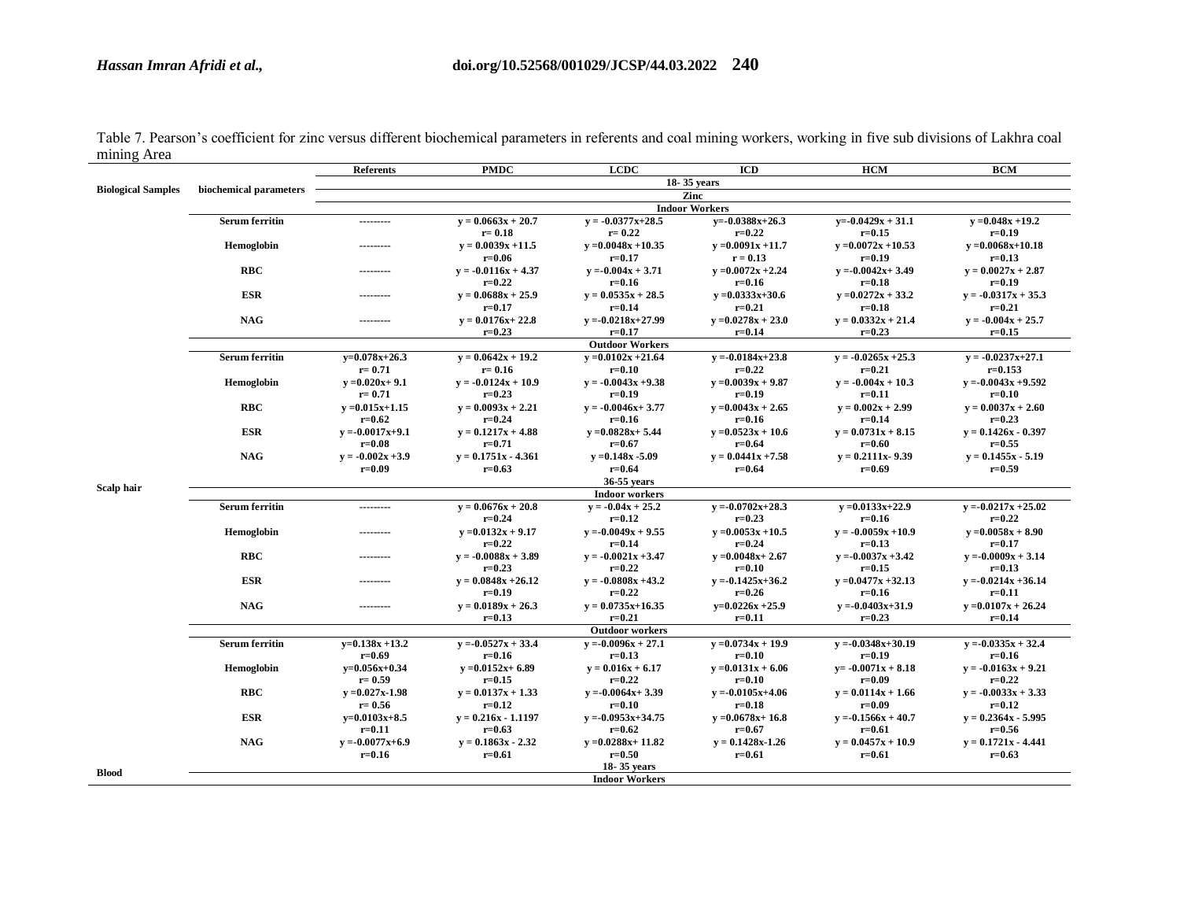Table 7. Pearson's coefficient for zinc versus different biochemical parameters in referents and coal mining workers, working in five sub divisions of Lakhra coal mining Area

| Biological Samples | biochemical parameters | Referents | PMDC | LCDC | ICD | HCM | BCM |
|---|---|---|---|---|---|---|---|
| | | 18- 35 years | | | | | |
| | | Zinc | | | | | |
| | | Indoor Workers | | | | | |
| Scalp hair | Serum ferritin | --------- | y = 0.0663x + 20.7 r= 0.18 | y = -0.0377x+28.5 r= 0.22 | y=-0.0388x+26.3 r=0.22 | y=-0.0429x + 31.1 r=0.15 | y =0.048x +19.2 r=0.19 |
| | Hemoglobin | --------- | y = 0.0039x +11.5 r=0.06 | y =0.0048x +10.35 r=0.17 | y =0.0091x +11.7 r = 0.13 | y =0.0072x +10.53 r=0.19 | y =0.0068x+10.18 r=0.13 |
| | RBC | --------- | y = -0.0116x + 4.37 r=0.22 | y =-0.004x + 3.71 r=0.16 | y =0.0072x +2.24 r=0.16 | y =-0.0042x+ 3.49 r=0.18 | y = 0.0027x + 2.87 r=0.19 |
| | ESR | --------- | y = 0.0688x + 25.9 r=0.17 | y = 0.0535x + 28.5 r=0.14 | y =0.0333x+30.6 r=0.21 | y = 0.0272x + 33.2 r=0.18 | y = -0.0317x + 35.3 r=0.21 |
| | NAG | --------- | y = 0.0176x+ 22.8 r=0.23 | y =-0.0218x+27.99 r=0.17 | y =0.0278x + 23.0 r=0.14 | y = 0.0332x + 21.4 r=0.23 | y = -0.004x + 25.7 r=0.15 |
| | | Outdoor Workers | | | | | |
| | Serum ferritin | y=0.078x+26.3 r= 0.71 | y = 0.0642x + 19.2 r= 0.16 | y =0.0102x +21.64 r=0.10 | y =-0.0184x+23.8 r=0.22 | y = -0.0265x +25.3 r=0.21 | y = -0.0237x+27.1 r=0.153 |
| | Hemoglobin | y =0.020x+ 9.1 r= 0.71 | y = -0.0124x + 10.9 r=0.23 | y = -0.0043x +9.38 r=0.19 | y =0.0039x + 9.87 r=0.19 | y = -0.004x + 10.3 r=0.11 | y =-0.0043x +9.592 r=0.10 |
| | RBC | y =0.015x+1.15 r=0.62 | y = 0.0093x + 2.21 r=0.24 | y = -0.0046x+ 3.77 r=0.16 | y =0.0043x + 2.65 r=0.16 | y = 0.002x + 2.99 r=0.14 | y = 0.0037x + 2.60 r=0.23 |
| | ESR | y =-0.0017x+9.1 r=0.08 | y = 0.1217x + 4.88 r=0.71 | y =0.0828x+ 5.44 r=0.67 | y =0.0523x + 10.6 r=0.64 | y = 0.0731x + 8.15 r=0.60 | y = 0.1426x - 0.397 r=0.55 |
| | NAG | y = -0.002x +3.9 r=0.09 | y = 0.1751x - 4.361 r=0.63 | y =0.148x -5.09 r=0.64 | y = 0.0441x +7.58 r=0.64 | y = 0.2111x- 9.39 r=0.69 | y = 0.1455x - 5.19 r=0.59 |
| | | 36-55 years | | | | | |
| | | Indoor workers | | | | | |
| | Serum ferritin | --------- | y = 0.0676x + 20.8 r=0.24 | y = -0.04x + 25.2 r=0.12 | y =-0.0702x+28.3 r=0.23 | y =0.0133x+22.9 r=0.16 | y =-0.0217x +25.02 r=0.22 |
| | Hemoglobin | --------- | y =0.0132x + 9.17 r=0.22 | y =-0.0049x + 9.55 r=0.14 | y =0.0053x +10.5 r=0.24 | y = -0.0059x +10.9 r=0.13 | y =0.0058x + 8.90 r=0.17 |
| | RBC | --------- | y = -0.0088x + 3.89 r=0.23 | y = -0.0021x +3.47 r=0.22 | y =0.0048x+ 2.67 r=0.10 | y =-0.0037x +3.42 r=0.15 | y = -0.0009x + 3.14 r=0.13 |
| | ESR | --------- | y = 0.0848x +26.12 r=0.19 | y = -0.0808x +43.2 r=0.22 | y =-0.1425x+36.2 r=0.26 | y =0.0477x +32.13 r=0.16 | y =-0.0214x +36.14 r=0.11 |
| | NAG | --------- | y = 0.0189x + 26.3 r=0.13 | y = 0.0735x+16.35 r=0.21 | y=0.0226x +25.9 r=0.11 | y =-0.0403x+31.9 r=0.23 | y =0.0107x + 26.24 r=0.14 |
| | | Outdoor workers | | | | | |
| | Serum ferritin | y=0.138x +13.2 r=0.69 | y =-0.0527x + 33.4 r=0.16 | y =-0.0096x + 27.1 r=0.13 | y =0.0734x + 19.9 r=0.10 | y =-0.0348x+30.19 r=0.19 | y =-0.0335x + 32.4 r=0.16 |
| | Hemoglobin | y=0.056x+0.34 r= 0.59 | y =0.0152x+ 6.89 r=0.15 | y = 0.016x + 6.17 r=0.22 | y =0.0131x + 6.06 r=0.10 | y= -0.0071x + 8.18 r=0.09 | y = -0.0163x + 9.21 r=0.22 |
| | RBC | y =0.027x-1.98 r= 0.56 | y = 0.0137x + 1.33 r=0.12 | y =-0.0064x+ 3.39 r=0.10 | y =-0.0105x+4.06 r=0.18 | y = 0.0114x + 1.66 r=0.09 | y = -0.0033x + 3.33 r=0.12 |
| | ESR | y=0.0103x+8.5 r=0.11 | y = 0.216x - 1.1197 r=0.63 | y =-0.0953x+34.75 r=0.62 | y =0.0678x+ 16.8 r=0.67 | y =-0.1566x + 40.7 r=0.61 | y = 0.2364x - 5.995 r=0.56 |
| | NAG | y =-0.0077x+6.9 r=0.16 | y = 0.1863x - 2.32 r=0.61 | y =0.0288x+ 11.82 r=0.50 | y = 0.1428x-1.26 r=0.61 | y = 0.0457x + 10.9 r=0.61 | y = 0.1721x - 4.441 r=0.63 |
| Blood | | 18- 35 years | | | | | |
| | | Indoor Workers | | | | | |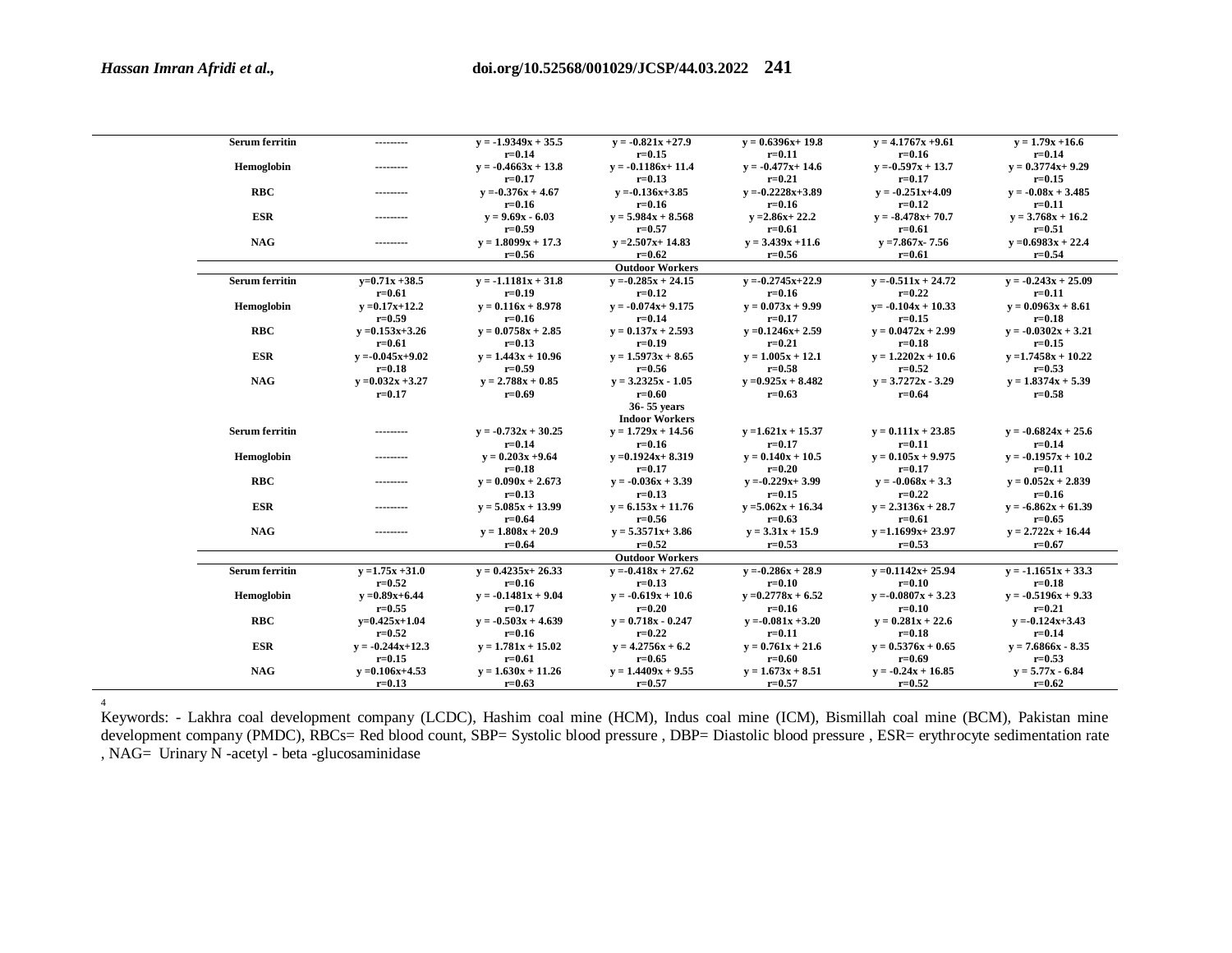| | | | | | | |
|---|---|---|---|---|---|---|
| **Serum ferritin** | --------- | y = -1.9349x + 35.5<br>r=0.14 | y = -0.821x +27.9<br>r=0.15 | y = 0.6396x+ 19.8<br>r=0.11 | y = 4.1767x +9.61<br>r=0.16 | y = 1.79x +16.6<br>r=0.14 |
| **Hemoglobin** | --------- | y = -0.4663x + 13.8<br>r=0.17 | y = -0.1186x+ 11.4<br>r=0.13 | y = -0.477x+ 14.6<br>r=0.21 | y =-0.597x + 13.7<br>r=0.17 | y = 0.3774x+ 9.29<br>r=0.15 |
| **RBC** | --------- | y =-0.376x + 4.67<br>r=0.16 | y =-0.136x+3.85<br>r=0.16 | y =-0.2228x+3.89<br>r=0.16 | y = -0.251x+4.09<br>r=0.12 | y = -0.08x + 3.485<br>r=0.11 |
| **ESR** | --------- | y = 9.69x - 6.03<br>r=0.59 | y = 5.984x + 8.568<br>r=0.57 | y =2.86x+ 22.2<br>r=0.61 | y = -8.478x+ 70.7<br>r=0.61 | y = 3.768x + 16.2<br>r=0.51 |
| **NAG** | --------- | y = 1.8099x + 17.3<br>r=0.56 | y =2.507x+ 14.83<br>r=0.62 | y = 3.439x +11.6<br>r=0.56 | y =7.867x- 7.56<br>r=0.61 | y =0.6983x + 22.4<br>r=0.54 |
| | | | **Outdoor Workers** | | | |
| **Serum ferritin** | y=0.71x +38.5<br>r=0.61 | y = -1.1181x + 31.8<br>r=0.19 | y =-0.285x + 24.15<br>r=0.12 | y =-0.2745x+22.9<br>r=0.16 | y =-0.511x + 24.72<br>r=0.22 | y = -0.243x + 25.09<br>r=0.11 |
| **Hemoglobin** | y =0.17x+12.2<br>r=0.59 | y = 0.116x + 8.978<br>r=0.16 | y = -0.074x+ 9.175<br>r=0.14 | y = 0.073x + 9.99<br>r=0.17 | y= -0.104x + 10.33<br>r=0.15 | y = 0.0963x + 8.61<br>r=0.18 |
| **RBC** | y =0.153x+3.26<br>r=0.61 | y = 0.0758x + 2.85<br>r=0.13 | y = 0.137x + 2.593<br>r=0.19 | y =0.1246x+ 2.59<br>r=0.21 | y = 0.0472x + 2.99<br>r=0.18 | y = -0.0302x + 3.21<br>r=0.15 |
| **ESR** | y =-0.045x+9.02<br>r=0.18 | y = 1.443x + 10.96<br>r=0.59 | y = 1.5973x + 8.65<br>r=0.56 | y = 1.005x + 12.1<br>r=0.58 | y = 1.2202x + 10.6<br>r=0.52 | y =1.7458x + 10.22<br>r=0.53 |
| **NAG** | y =0.032x +3.27<br>r=0.17 | y = 2.788x + 0.85<br>r=0.69 | y = 3.2325x - 1.05<br>r=0.60 | y =0.925x + 8.482<br>r=0.63 | y = 3.7272x - 3.29<br>r=0.64 | y = 1.8374x + 5.39<br>r=0.58 |
| | | | **36- 55 years** | | | |
| | | | **Indoor Workers** | | | |
| **Serum ferritin** | --------- | y = -0.732x + 30.25<br>r=0.14 | y = 1.729x + 14.56<br>r=0.16 | y =1.621x + 15.37<br>r=0.17 | y = 0.111x + 23.85<br>r=0.11 | y = -0.6824x + 25.6<br>r=0.14 |
| **Hemoglobin** | --------- | y = 0.203x +9.64<br>r=0.18 | y =0.1924x+ 8.319<br>r=0.17 | y = 0.140x + 10.5<br>r=0.20 | y = 0.105x + 9.975<br>r=0.17 | y = -0.1957x + 10.2<br>r=0.11 |
| **RBC** | --------- | y = 0.090x + 2.673<br>r=0.13 | y = -0.036x + 3.39<br>r=0.13 | y =-0.229x+ 3.99<br>r=0.15 | y = -0.068x + 3.3<br>r=0.22 | y = 0.052x + 2.839<br>r=0.16 |
| **ESR** | --------- | y = 5.085x + 13.99<br>r=0.64 | y = 6.153x + 11.76<br>r=0.56 | y =5.062x + 16.34<br>r=0.63 | y = 2.3136x + 28.7<br>r=0.61 | y = -6.862x + 61.39<br>r=0.65 |
| **NAG** | --------- | y = 1.808x + 20.9<br>r=0.64 | y = 5.3571x+ 3.86<br>r=0.52 | y = 3.31x + 15.9<br>r=0.53 | y =1.1699x+ 23.97<br>r=0.53 | y = 2.722x + 16.44<br>r=0.67 |
| | | | **Outdoor Workers** | | | |
| **Serum ferritin** | y =1.75x +31.0<br>r=0.52 | y = 0.4235x+ 26.33<br>r=0.16 | y =-0.418x + 27.62<br>r=0.13 | y =-0.286x + 28.9<br>r=0.10 | y =0.1142x+ 25.94<br>r=0.10 | y = -1.1651x + 33.3<br>r=0.18 |
| **Hemoglobin** | y =0.89x+6.44<br>r=0.55 | y = -0.1481x + 9.04<br>r=0.17 | y = -0.619x + 10.6<br>r=0.20 | y =0.2778x + 6.52<br>r=0.16 | y =-0.0807x + 3.23<br>r=0.10 | y = -0.5196x + 9.33<br>r=0.21 |
| **RBC** | y=0.425x+1.04<br>r=0.52 | y = -0.503x + 4.639<br>r=0.16 | y = 0.718x - 0.247<br>r=0.22 | y =-0.081x +3.20<br>r=0.11 | y = 0.281x + 22.6<br>r=0.18 | y =-0.124x+3.43<br>r=0.14 |
| **ESR** | y = -0.244x+12.3<br>r=0.15 | y = 1.781x + 15.02<br>r=0.61 | y = 4.2756x + 6.2<br>r=0.65 | y = 0.761x + 21.6<br>r=0.60 | y = 0.5376x + 0.65<br>r=0.69 | y = 7.6866x - 8.35<br>r=0.53 |
| **NAG** | y =0.106x+4.53<br>r=0.13 | y = 1.630x + 11.26<br>r=0.63 | y = 1.4409x + 9.55<br>r=0.57 | y = 1.673x + 8.51<br>r=0.57 | y = -0.24x + 16.85<br>r=0.52 | y = 5.77x - 6.84<br>r=0.62 |

4

Keywords: - Lakhra coal development company (LCDC), Hashim coal mine (HCM), Indus coal mine (ICM), Bismillah coal mine (BCM), Pakistan mine development company (PMDC), RBCs= Red blood count, SBP= Systolic blood pressure , DBP= Diastolic blood pressure , ESR= erythrocyte sedimentation rate , NAG= Urinary N -acetyl - beta -glucosaminidase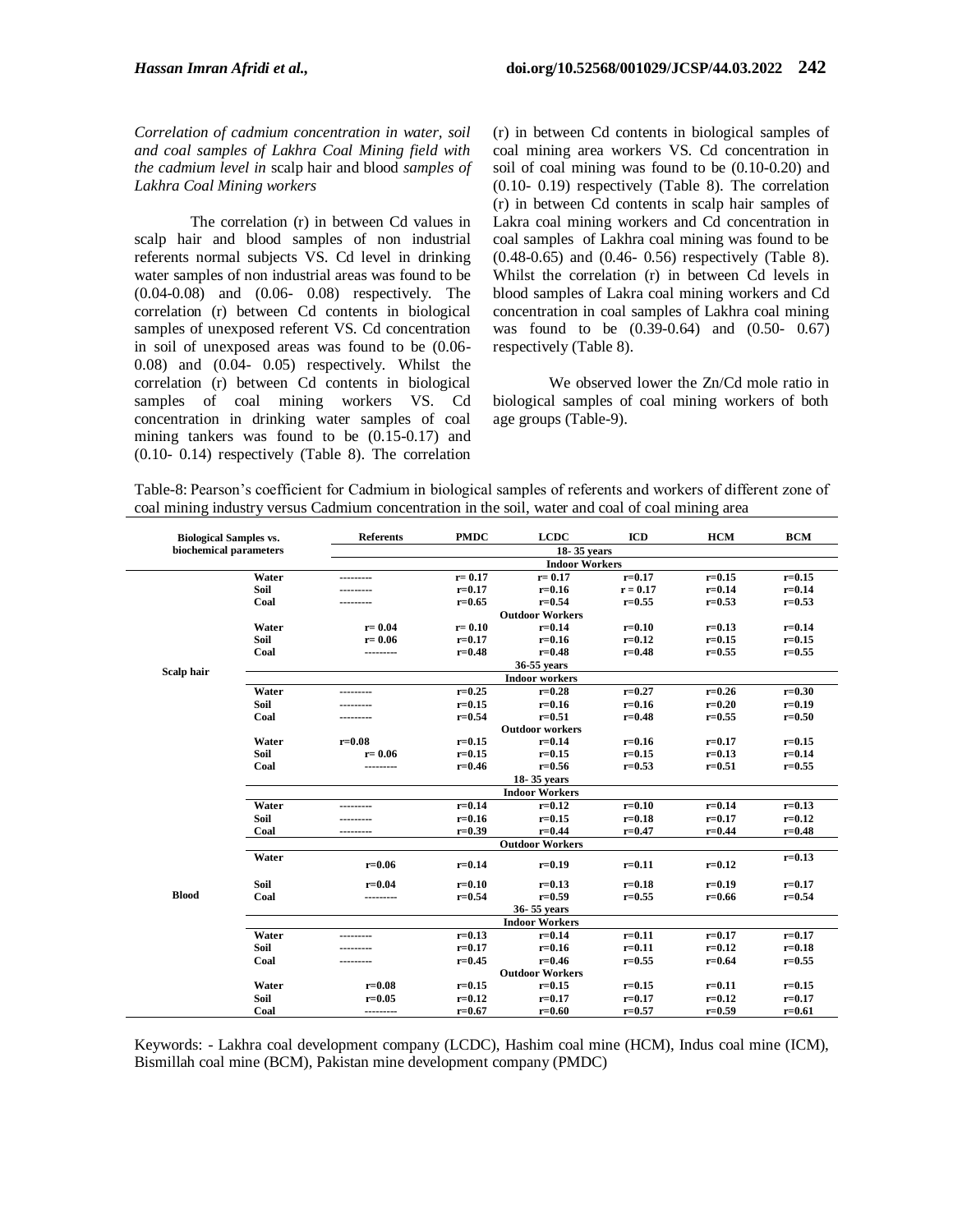*Correlation of cadmium concentration in water, soil and coal samples of Lakhra Coal Mining field with the cadmium level in* scalp hair and blood *samples of Lakhra Coal Mining workers*

The correlation (r) in between Cd values in scalp hair and blood samples of non industrial referents normal subjects VS. Cd level in drinking water samples of non industrial areas was found to be (0.04-0.08) and (0.06- 0.08) respectively. The correlation (r) between Cd contents in biological samples of unexposed referent VS. Cd concentration in soil of unexposed areas was found to be (0.06-0.08) and (0.04- 0.05) respectively. Whilst the correlation (r) between Cd contents in biological samples of coal mining workers VS. Cd concentration in drinking water samples of coal mining tankers was found to be (0.15-0.17) and (0.10- 0.14) respectively (Table 8). The correlation (r) in between Cd contents in biological samples of coal mining area workers VS. Cd concentration in soil of coal mining was found to be (0.10-0.20) and (0.10- 0.19) respectively (Table 8). The correlation (r) in between Cd contents in scalp hair samples of Lakra coal mining workers and Cd concentration in coal samples of Lakhra coal mining was found to be (0.48-0.65) and (0.46- 0.56) respectively (Table 8). Whilst the correlation (r) in between Cd levels in blood samples of Lakra coal mining workers and Cd concentration in coal samples of Lakhra coal mining was found to be (0.39-0.64) and (0.50- 0.67) respectively (Table 8).

We observed lower the Zn/Cd mole ratio in biological samples of coal mining workers of both age groups (Table-9).

Table-8: Pearson's coefficient for Cadmium in biological samples of referents and workers of different zone of coal mining industry versus Cadmium concentration in the soil, water and coal of coal mining area

| Biological Samples vs. biochemical parameters | | Referents | PMDC | LCDC | ICD | HCM | BCM |
|---|---|---|---|---|---|---|---|
| | | 18- 35 years | | | | | |
| | | Indoor Workers | | | | | |
| Scalp hair | Water | --------- | r= 0.17 | r= 0.17 | r=0.17 | r=0.15 | r=0.15 |
| | Soil | --------- | r=0.17 | r=0.16 | r = 0.17 | r=0.14 | r=0.14 |
| | Coal | --------- | r=0.65 | r=0.54 | r=0.55 | r=0.53 | r=0.53 |
| | | Outdoor Workers | | | | | |
| | Water | r= 0.04 | r= 0.10 | r=0.14 | r=0.10 | r=0.13 | r=0.14 |
| | Soil | r= 0.06 | r=0.17 | r=0.16 | r=0.12 | r=0.15 | r=0.15 |
| | Coal | --------- | r=0.48 | r=0.48 | r=0.48 | r=0.55 | r=0.55 |
| | | 36-55 years | | | | | |
| | | Indoor workers | | | | | |
| | Water | --------- | r=0.25 | r=0.28 | r=0.27 | r=0.26 | r=0.30 |
| | Soil | --------- | r=0.15 | r=0.16 | r=0.16 | r=0.20 | r=0.19 |
| | Coal | --------- | r=0.54 | r=0.51 | r=0.48 | r=0.55 | r=0.50 |
| | | Outdoor workers | | | | | |
| | Water | r=0.08 | r=0.15 | r=0.14 | r=0.16 | r=0.17 | r=0.15 |
| | Soil | r= 0.06 | r=0.15 | r=0.15 | r=0.15 | r=0.13 | r=0.14 |
| | Coal | --------- | r=0.46 | r=0.56 | r=0.53 | r=0.51 | r=0.55 |
| | | 18- 35 years | | | | | |
| | | Indoor Workers | | | | | |
| Blood | Water | --------- | r=0.14 | r=0.12 | r=0.10 | r=0.14 | r=0.13 |
| | Soil | --------- | r=0.16 | r=0.15 | r=0.18 | r=0.17 | r=0.12 |
| | Coal | --------- | r=0.39 | r=0.44 | r=0.47 | r=0.44 | r=0.48 |
| | | Outdoor Workers | | | | | |
| | Water | r=0.06 | r=0.14 | r=0.19 | r=0.11 | r=0.12 | r=0.13 |
| | Soil | r=0.04 | r=0.10 | r=0.13 | r=0.18 | r=0.19 | r=0.17 |
| | Coal | --------- | r=0.54 | r=0.59 | r=0.55 | r=0.66 | r=0.54 |
| | | 36- 55 years | | | | | |
| | | Indoor Workers | | | | | |
| | Water | --------- | r=0.13 | r=0.14 | r=0.11 | r=0.17 | r=0.17 |
| | Soil | --------- | r=0.17 | r=0.16 | r=0.11 | r=0.12 | r=0.18 |
| | Coal | --------- | r=0.45 | r=0.46 | r=0.55 | r=0.64 | r=0.55 |
| | | Outdoor Workers | | | | | |
| | Water | r=0.08 | r=0.15 | r=0.15 | r=0.15 | r=0.11 | r=0.15 |
| | Soil | r=0.05 | r=0.12 | r=0.17 | r=0.17 | r=0.12 | r=0.17 |
| | Coal | --------- | r=0.67 | r=0.60 | r=0.57 | r=0.59 | r=0.61 |

Keywords: - Lakhra coal development company (LCDC), Hashim coal mine (HCM), Indus coal mine (ICM), Bismillah coal mine (BCM), Pakistan mine development company (PMDC)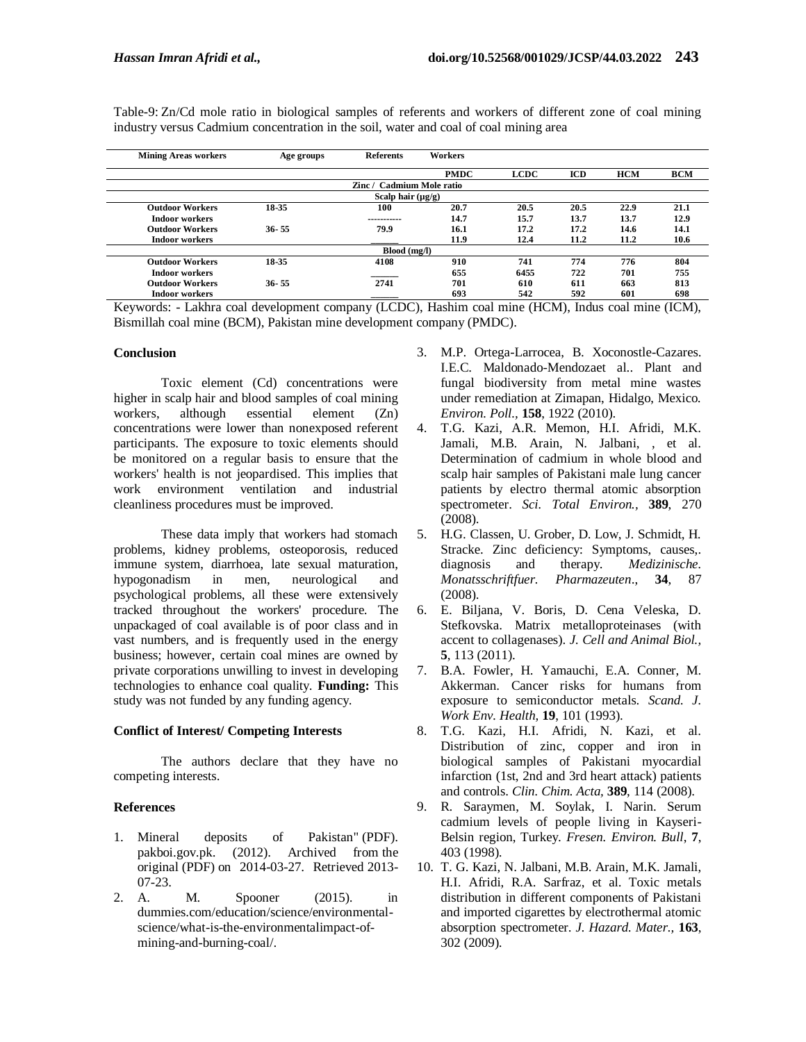Table-9: Zn/Cd mole ratio in biological samples of referents and workers of different zone of coal mining industry versus Cadmium concentration in the soil, water and coal of coal mining area

| Mining Areas workers | Age groups | Referents | Workers | | | | |
|---|---|---|---|---|---|---|---|
| | | | PMDC | LCDC | ICD | HCM | BCM |
| Zinc / Cadmium Mole ratio | | | | | | | |
| Scalp hair (µg/g) | | | | | | | |
| Outdoor Workers | 18-35 | 100 | 20.7 | 20.5 | 20.5 | 22.9 | 21.1 |
| Indoor workers | | ----------- | 14.7 | 15.7 | 13.7 | 13.7 | 12.9 |
| Outdoor Workers | 36- 55 | 79.9 | 16.1 | 17.2 | 17.2 | 14.6 | 14.1 |
| Indoor workers | | ______ | 11.9 | 12.4 | 11.2 | 11.2 | 10.6 |
| Blood (mg/l) | | | | | | | |
| Outdoor Workers | 18-35 | 4108 | 910 | 741 | 774 | 776 | 804 |
| Indoor workers | | ______ | 655 | 6455 | 722 | 701 | 755 |
| Outdoor Workers | 36- 55 | 2741 | 701 | 610 | 611 | 663 | 813 |
| Indoor workers | | ______ | 693 | 542 | 592 | 601 | 698 |

Keywords: - Lakhra coal development company (LCDC), Hashim coal mine (HCM), Indus coal mine (ICM), Bismillah coal mine (BCM), Pakistan mine development company (PMDC).

### Conclusion

Toxic element (Cd) concentrations were higher in scalp hair and blood samples of coal mining workers, although essential element (Zn) concentrations were lower than nonexposed referent participants. The exposure to toxic elements should be monitored on a regular basis to ensure that the workers' health is not jeopardised. This implies that work environment ventilation and industrial cleanliness procedures must be improved.

These data imply that workers had stomach problems, kidney problems, osteoporosis, reduced immune system, diarrhoea, late sexual maturation, hypogonadism in men, neurological and psychological problems, all these were extensively tracked throughout the workers' procedure. The unpackaged of coal available is of poor class and in vast numbers, and is frequently used in the energy business; however, certain coal mines are owned by private corporations unwilling to invest in developing technologies to enhance coal quality. **Funding:** This study was not funded by any funding agency.

### Conflict of Interest/ Competing Interests

The authors declare that they have no competing interests.

### References

1. Mineral deposits of Pakistan" (PDF). pakboi.gov.pk. (2012). Archived from the original (PDF) on 2014-03-27. Retrieved 2013-07-23.
2. A. M. Spooner (2015). in dummies.com/education/science/environmental-science/what-is-the-environmentalimpact-of-mining-and-burning-coal/.
3. M.P. Ortega-Larrocea, B. Xoconostle-Cazares. I.E.C. Maldonado-Mendozaet al.. Plant and fungal biodiversity from metal mine wastes under remediation at Zimapan, Hidalgo, Mexico. *Environ. Poll.*, **158**, 1922 (2010).
4. T.G. Kazi, A.R. Memon, H.I. Afridi, M.K. Jamali, M.B. Arain, N. Jalbani, , et al. Determination of cadmium in whole blood and scalp hair samples of Pakistani male lung cancer patients by electro thermal atomic absorption spectrometer. *Sci. Total Environ.*, **389**, 270 (2008).
5. H.G. Classen, U. Grober, D. Low, J. Schmidt, H. Stracke. Zinc deficiency: Symptoms, causes,. diagnosis and therapy. *Medizinische. Monatsschriftfuer. Pharmazeuten*., **34**, 87 (2008).
6. E. Biljana, V. Boris, D. Cena Veleska, D. Stefkovska. Matrix metalloproteinases (with accent to collagenases). *J. Cell and Animal Biol.*, **5**, 113 (2011).
7. B.A. Fowler, H. Yamauchi, E.A. Conner, M. Akkerman. Cancer risks for humans from exposure to semiconductor metals. *Scand. J. Work Env. Health*, **19**, 101 (1993).
8. T.G. Kazi, H.I. Afridi, N. Kazi, et al. Distribution of zinc, copper and iron in biological samples of Pakistani myocardial infarction (1st, 2nd and 3rd heart attack) patients and controls. *Clin. Chim. Acta*, **389**, 114 (2008).
9. R. Saraymen, M. Soylak, I. Narin. Serum cadmium levels of people living in Kayseri-Belsin region, Turkey. *Fresen. Environ. Bull*, **7**, 403 (1998).
10. T. G. Kazi, N. Jalbani, M.B. Arain, M.K. Jamali, H.I. Afridi, R.A. Sarfraz, et al. Toxic metals distribution in different components of Pakistani and imported cigarettes by electrothermal atomic absorption spectrometer. *J. Hazard. Mater.*, **163**, 302 (2009).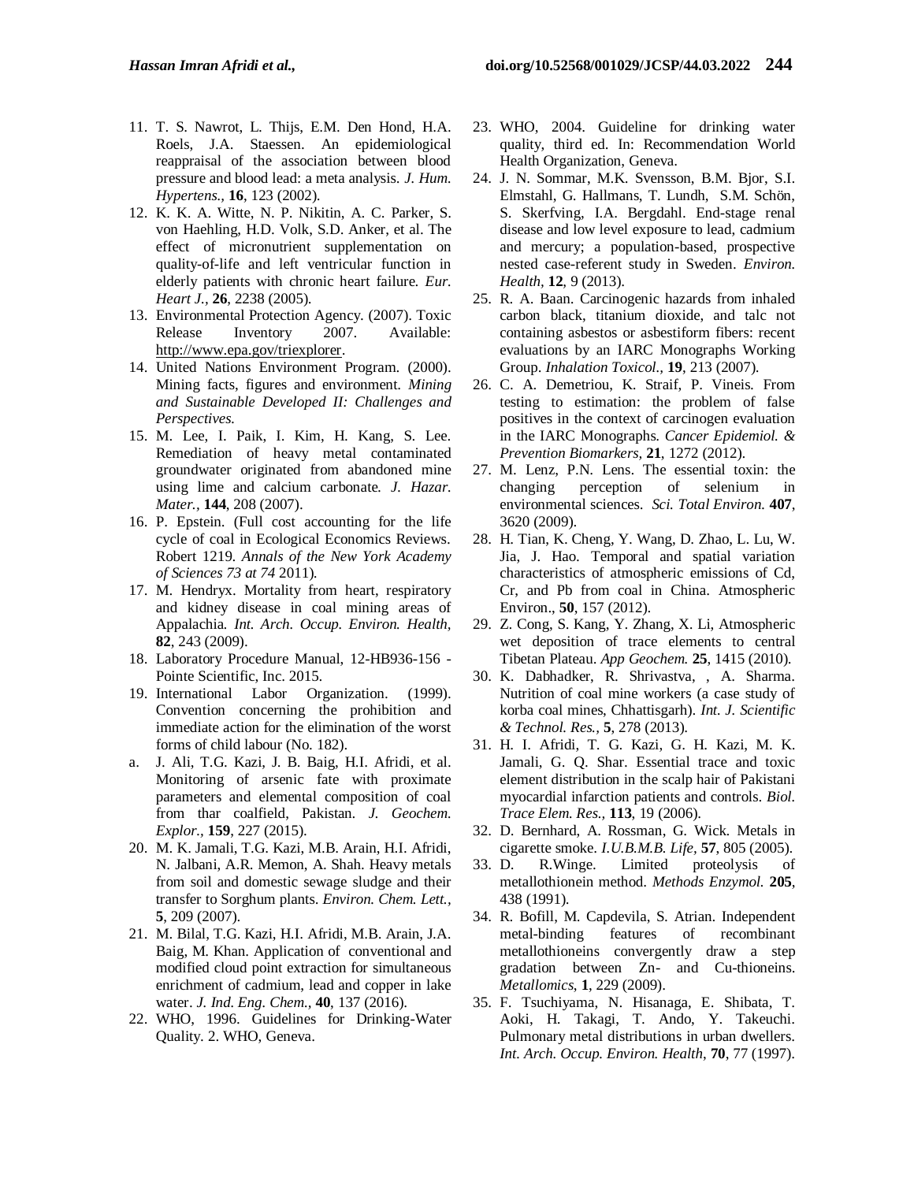11. T. S. Nawrot, L. Thijs, E.M. Den Hond, H.A. Roels, J.A. Staessen. An epidemiological reappraisal of the association between blood pressure and blood lead: a meta analysis. *J. Hum. Hypertens.*, **16**, 123 (2002).
12. K. K. A. Witte, N. P. Nikitin, A. C. Parker, S. von Haehling, H.D. Volk, S.D. Anker, et al. The effect of micronutrient supplementation on quality-of-life and left ventricular function in elderly patients with chronic heart failure. *Eur. Heart J.*, **26**, 2238 (2005).
13. Environmental Protection Agency. (2007). Toxic Release Inventory 2007. Available: http://www.epa.gov/triexplorer.
14. United Nations Environment Program. (2000). Mining facts, figures and environment. *Mining and Sustainable Developed II: Challenges and Perspectives.*
15. M. Lee, I. Paik, I. Kim, H. Kang, S. Lee. Remediation of heavy metal contaminated groundwater originated from abandoned mine using lime and calcium carbonate. *J. Hazar. Mater.*, **144**, 208 (2007).
16. P. Epstein. (Full cost accounting for the life cycle of coal in Ecological Economics Reviews. Robert 1219. *Annals of the New York Academy of Sciences 73 at 74* 2011).
17. M. Hendryx. Mortality from heart, respiratory and kidney disease in coal mining areas of Appalachia. *Int. Arch. Occup. Environ. Health*, **82**, 243 (2009).
18. Laboratory Procedure Manual, 12-HB936-156 - Pointe Scientific, Inc. 2015.
19. International Labor Organization. (1999). Convention concerning the prohibition and immediate action for the elimination of the worst forms of child labour (No. 182).

a. J. Ali, T.G. Kazi, J. B. Baig, H.I. Afridi, et al. Monitoring of arsenic fate with proximate parameters and elemental composition of coal from thar coalfield, Pakistan. *J. Geochem. Explor.*, **159**, 227 (2015).

20. M. K. Jamali, T.G. Kazi, M.B. Arain, H.I. Afridi, N. Jalbani, A.R. Memon, A. Shah. Heavy metals from soil and domestic sewage sludge and their transfer to Sorghum plants. *Environ. Chem. Lett.*, **5**, 209 (2007).
21. M. Bilal, T.G. Kazi, H.I. Afridi, M.B. Arain, J.A. Baig, M. Khan. Application of conventional and modified cloud point extraction for simultaneous enrichment of cadmium, lead and copper in lake water. *J. Ind. Eng. Chem.*, **40**, 137 (2016).
22. WHO, 1996. Guidelines for Drinking-Water Quality. 2. WHO, Geneva.
23. WHO, 2004. Guideline for drinking water quality, third ed. In: Recommendation World Health Organization, Geneva.
24. J. N. Sommar, M.K. Svensson, B.M. Bjor, S.I. Elmstahl, G. Hallmans, T. Lundh, S.M. Schön, S. Skerfving, I.A. Bergdahl. End-stage renal disease and low level exposure to lead, cadmium and mercury; a population-based, prospective nested case-referent study in Sweden. *Environ. Health*, **12**, 9 (2013).
25. R. A. Baan. Carcinogenic hazards from inhaled carbon black, titanium dioxide, and talc not containing asbestos or asbestiform fibers: recent evaluations by an IARC Monographs Working Group. *Inhalation Toxicol.*, **19**, 213 (2007).
26. C. A. Demetriou, K. Straif, P. Vineis. From testing to estimation: the problem of false positives in the context of carcinogen evaluation in the IARC Monographs. *Cancer Epidemiol. & Prevention Biomarkers*, **21**, 1272 (2012).
27. M. Lenz, P.N. Lens. The essential toxin: the changing perception of selenium in environmental sciences. *Sci. Total Environ.* **407**, 3620 (2009).
28. H. Tian, K. Cheng, Y. Wang, D. Zhao, L. Lu, W. Jia, J. Hao. Temporal and spatial variation characteristics of atmospheric emissions of Cd, Cr, and Pb from coal in China. Atmospheric Environ., **50**, 157 (2012).
29. Z. Cong, S. Kang, Y. Zhang, X. Li, Atmospheric wet deposition of trace elements to central Tibetan Plateau. *App Geochem.* **25**, 1415 (2010).
30. K. Dabhadker, R. Shrivastva, , A. Sharma. Nutrition of coal mine workers (a case study of korba coal mines, Chhattisgarh). *Int. J. Scientific & Technol. Res.*, **5**, 278 (2013).
31. H. I. Afridi, T. G. Kazi, G. H. Kazi, M. K. Jamali, G. Q. Shar. Essential trace and toxic element distribution in the scalp hair of Pakistani myocardial infarction patients and controls. *Biol. Trace Elem. Res.*, **113**, 19 (2006).
32. D. Bernhard, A. Rossman, G. Wick. Metals in cigarette smoke. *I.U.B.M.B. Life*, **57**, 805 (2005).
33. D. R.Winge. Limited proteolysis of metallothionein method. *Methods Enzymol.* **205**, 438 (1991).
34. R. Bofill, M. Capdevila, S. Atrian. Independent metal-binding features of recombinant metallothioneins convergently draw a step gradation between Zn- and Cu-thioneins. *Metallomics*, **1**, 229 (2009).
35. F. Tsuchiyama, N. Hisanaga, E. Shibata, T. Aoki, H. Takagi, T. Ando, Y. Takeuchi. Pulmonary metal distributions in urban dwellers. *Int. Arch. Occup. Environ. Health*, **70**, 77 (1997).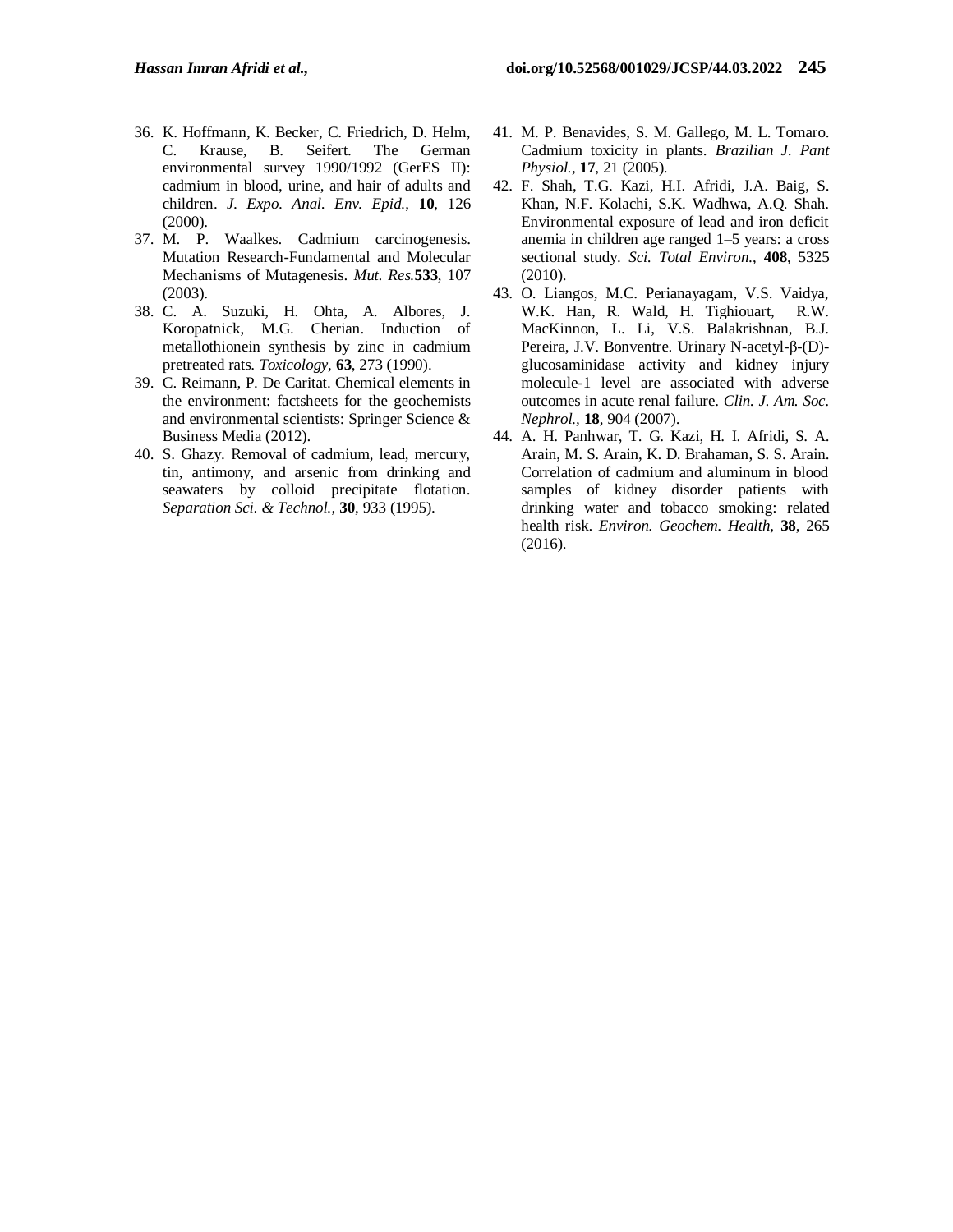36. K. Hoffmann, K. Becker, C. Friedrich, D. Helm, C. Krause, B. Seifert. The German environmental survey 1990/1992 (GerES II): cadmium in blood, urine, and hair of adults and children. *J. Expo. Anal. Env. Epid.*, **10**, 126 (2000).
37. M. P. Waalkes. Cadmium carcinogenesis. Mutation Research-Fundamental and Molecular Mechanisms of Mutagenesis. *Mut. Res.***533**, 107 (2003).
38. C. A. Suzuki, H. Ohta, A. Albores, J. Koropatnick, M.G. Cherian. Induction of metallothionein synthesis by zinc in cadmium pretreated rats. *Toxicology*, **63**, 273 (1990).
39. C. Reimann, P. De Caritat. Chemical elements in the environment: factsheets for the geochemists and environmental scientists: Springer Science & Business Media (2012).
40. S. Ghazy. Removal of cadmium, lead, mercury, tin, antimony, and arsenic from drinking and seawaters by colloid precipitate flotation. *Separation Sci. & Technol.*, **30**, 933 (1995).
41. M. P. Benavides, S. M. Gallego, M. L. Tomaro. Cadmium toxicity in plants. *Brazilian J. Pant Physiol.*, **17**, 21 (2005).
42. F. Shah, T.G. Kazi, H.I. Afridi, J.A. Baig, S. Khan, N.F. Kolachi, S.K. Wadhwa, A.Q. Shah. Environmental exposure of lead and iron deficit anemia in children age ranged 1–5 years: a cross sectional study. *Sci. Total Environ.*, **408**, 5325 (2010).
43. O. Liangos, M.C. Perianayagam, V.S. Vaidya, W.K. Han, R. Wald, H. Tighiouart, R.W. MacKinnon, L. Li, V.S. Balakrishnan, B.J. Pereira, J.V. Bonventre. Urinary N-acetyl-β-(D)-glucosaminidase activity and kidney injury molecule-1 level are associated with adverse outcomes in acute renal failure. *Clin. J. Am. Soc. Nephrol.*, **18**, 904 (2007).
44. A. H. Panhwar, T. G. Kazi, H. I. Afridi, S. A. Arain, M. S. Arain, K. D. Brahaman, S. S. Arain. Correlation of cadmium and aluminum in blood samples of kidney disorder patients with drinking water and tobacco smoking: related health risk. *Environ. Geochem. Health*, **38**, 265 (2016).